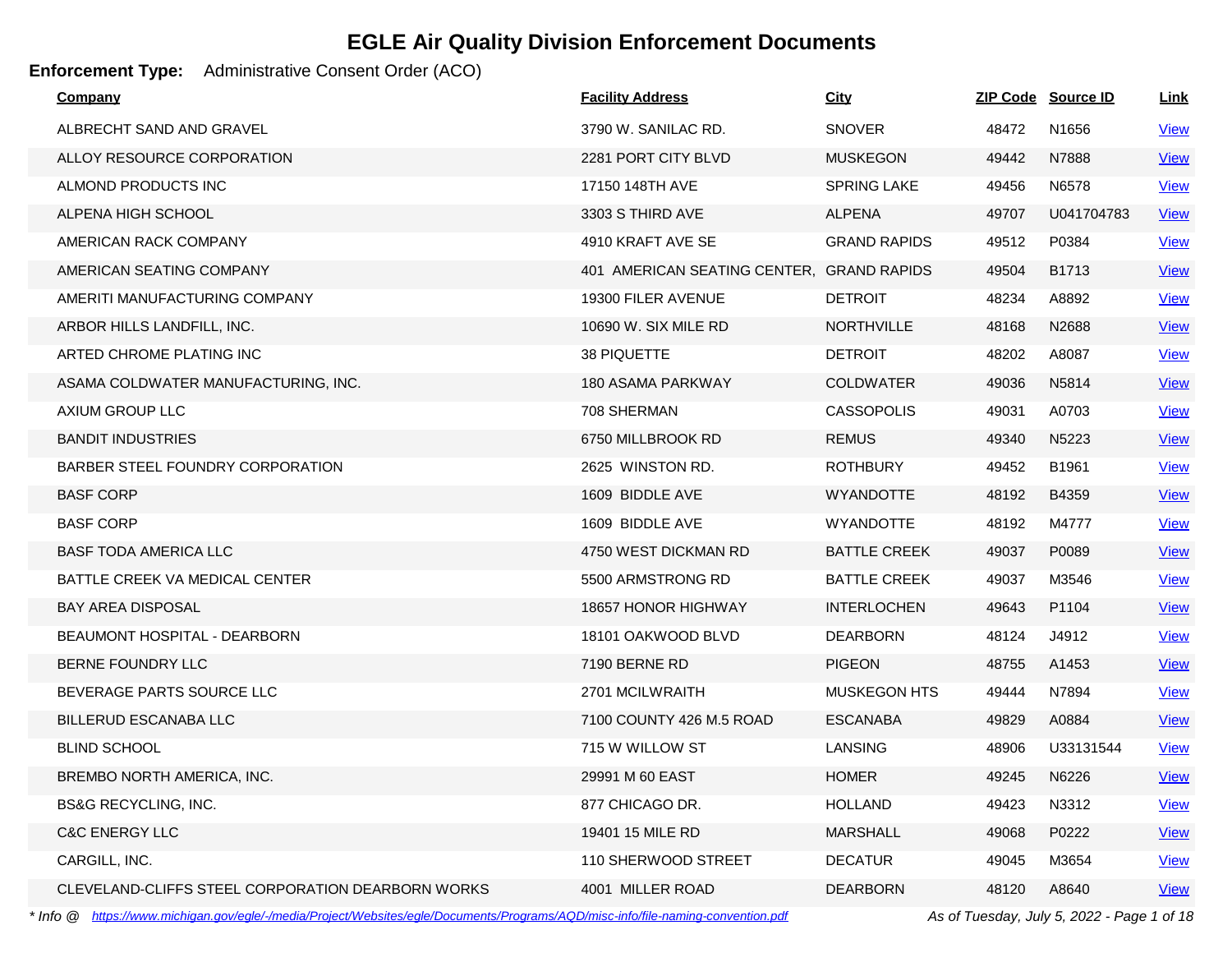# EGLE Air Quality Division Enforcement Documents

**Enforcement Type:** Administrative Consent Order (ACO)

| Company | Facility Address | City | ZIP Code | Source ID | Link |
|---|---|---|---|---|---|
| ALBRECHT SAND AND GRAVEL | 3790 W. SANILAC RD. | SNOVER | 48472 | N1656 | View |
| ALLOY RESOURCE CORPORATION | 2281 PORT CITY BLVD | MUSKEGON | 49442 | N7888 | View |
| ALMOND PRODUCTS INC | 17150 148TH AVE | SPRING LAKE | 49456 | N6578 | View |
| ALPENA HIGH SCHOOL | 3303 S THIRD AVE | ALPENA | 49707 | U041704783 | View |
| AMERICAN RACK COMPANY | 4910 KRAFT AVE SE | GRAND RAPIDS | 49512 | P0384 | View |
| AMERICAN SEATING COMPANY | 401 AMERICAN SEATING CENTER, | GRAND RAPIDS | 49504 | B1713 | View |
| AMERITI MANUFACTURING COMPANY | 19300 FILER AVENUE | DETROIT | 48234 | A8892 | View |
| ARBOR HILLS LANDFILL, INC. | 10690 W. SIX MILE RD | NORTHVILLE | 48168 | N2688 | View |
| ARTED CHROME PLATING INC | 38 PIQUETTE | DETROIT | 48202 | A8087 | View |
| ASAMA COLDWATER MANUFACTURING, INC. | 180 ASAMA PARKWAY | COLDWATER | 49036 | N5814 | View |
| AXIUM GROUP LLC | 708 SHERMAN | CASSOPOLIS | 49031 | A0703 | View |
| BANDIT INDUSTRIES | 6750 MILLBROOK RD | REMUS | 49340 | N5223 | View |
| BARBER STEEL FOUNDRY CORPORATION | 2625 WINSTON RD. | ROTHBURY | 49452 | B1961 | View |
| BASF CORP | 1609 BIDDLE AVE | WYANDOTTE | 48192 | B4359 | View |
| BASF CORP | 1609 BIDDLE AVE | WYANDOTTE | 48192 | M4777 | View |
| BASF TODA AMERICA LLC | 4750 WEST DICKMAN RD | BATTLE CREEK | 49037 | P0089 | View |
| BATTLE CREEK VA MEDICAL CENTER | 5500 ARMSTRONG RD | BATTLE CREEK | 49037 | M3546 | View |
| BAY AREA DISPOSAL | 18657 HONOR HIGHWAY | INTERLOCHEN | 49643 | P1104 | View |
| BEAUMONT HOSPITAL - DEARBORN | 18101 OAKWOOD BLVD | DEARBORN | 48124 | J4912 | View |
| BERNE FOUNDRY LLC | 7190 BERNE RD | PIGEON | 48755 | A1453 | View |
| BEVERAGE PARTS SOURCE LLC | 2701 MCILWRAITH | MUSKEGON HTS | 49444 | N7894 | View |
| BILLERUD ESCANABA LLC | 7100 COUNTY 426 M.5 ROAD | ESCANABA | 49829 | A0884 | View |
| BLIND SCHOOL | 715 W WILLOW ST | LANSING | 48906 | U33131544 | View |
| BREMBO NORTH AMERICA, INC. | 29991 M 60 EAST | HOMER | 49245 | N6226 | View |
| BS&G RECYCLING, INC. | 877 CHICAGO DR. | HOLLAND | 49423 | N3312 | View |
| C&C ENERGY LLC | 19401 15 MILE RD | MARSHALL | 49068 | P0222 | View |
| CARGILL, INC. | 110 SHERWOOD STREET | DECATUR | 49045 | M3654 | View |
| CLEVELAND-CLIFFS STEEL CORPORATION DEARBORN WORKS | 4001 MILLER ROAD | DEARBORN | 48120 | A8640 | View |

*\* Info @ https://www.michigan.gov/egle/-/media/Project/Websites/egle/Documents/Programs/AQD/misc-info/file-naming-convention.pdf*

*As of Tuesday, July 5, 2022*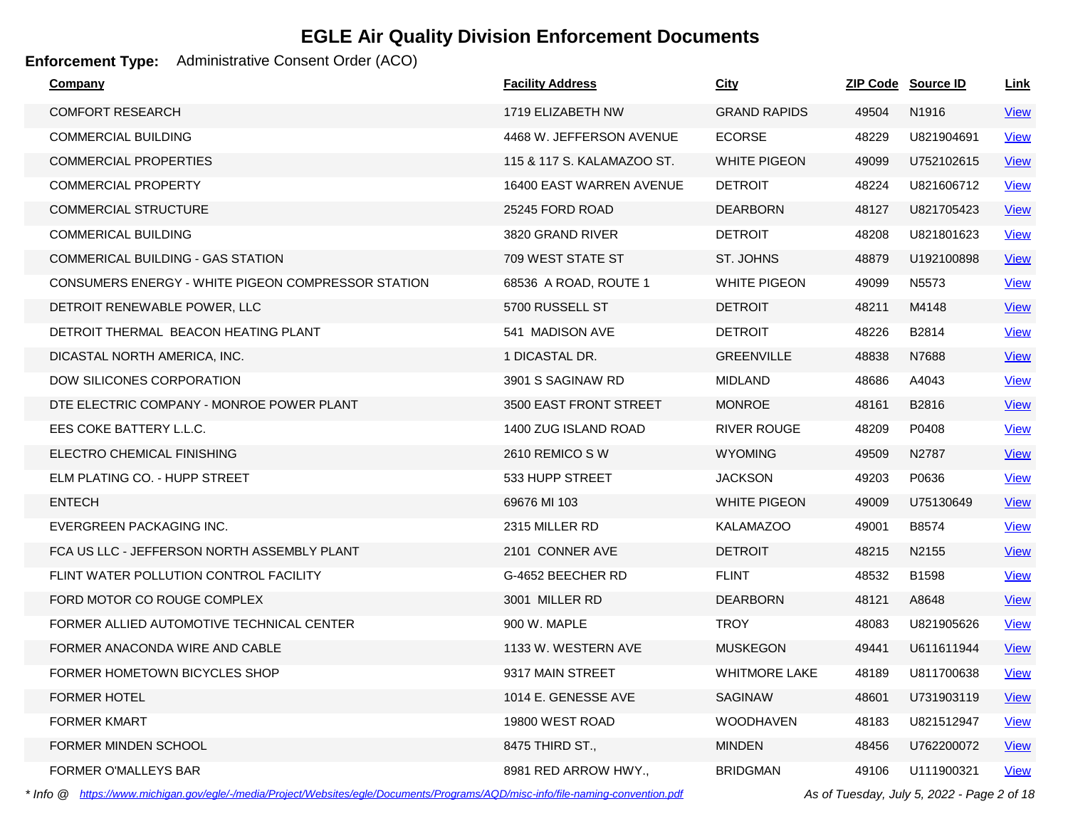# EGLE Air Quality Division Enforcement Documents

**Enforcement Type:** Administrative Consent Order (ACO)

| Company | Facility Address | City | ZIP Code | Source ID | Link |
|---|---|---|---|---|---|
| COMFORT RESEARCH | 1719 ELIZABETH NW | GRAND RAPIDS | 49504 | N1916 | View |
| COMMERCIAL BUILDING | 4468 W. JEFFERSON AVENUE | ECORSE | 48229 | U821904691 | View |
| COMMERCIAL PROPERTIES | 115 & 117 S. KALAMAZOO ST. | WHITE PIGEON | 49099 | U752102615 | View |
| COMMERCIAL PROPERTY | 16400 EAST WARREN AVENUE | DETROIT | 48224 | U821606712 | View |
| COMMERCIAL STRUCTURE | 25245 FORD ROAD | DEARBORN | 48127 | U821705423 | View |
| COMMERICAL BUILDING | 3820 GRAND RIVER | DETROIT | 48208 | U821801623 | View |
| COMMERICAL BUILDING - GAS STATION | 709 WEST STATE ST | ST. JOHNS | 48879 | U192100898 | View |
| CONSUMERS ENERGY - WHITE PIGEON COMPRESSOR STATION | 68536 A ROAD, ROUTE 1 | WHITE PIGEON | 49099 | N5573 | View |
| DETROIT RENEWABLE POWER, LLC | 5700 RUSSELL ST | DETROIT | 48211 | M4148 | View |
| DETROIT THERMAL BEACON HEATING PLANT | 541 MADISON AVE | DETROIT | 48226 | B2814 | View |
| DICASTAL NORTH AMERICA, INC. | 1 DICASTAL DR. | GREENVILLE | 48838 | N7688 | View |
| DOW SILICONES CORPORATION | 3901 S SAGINAW RD | MIDLAND | 48686 | A4043 | View |
| DTE ELECTRIC COMPANY - MONROE POWER PLANT | 3500 EAST FRONT STREET | MONROE | 48161 | B2816 | View |
| EES COKE BATTERY L.L.C. | 1400 ZUG ISLAND ROAD | RIVER ROUGE | 48209 | P0408 | View |
| ELECTRO CHEMICAL FINISHING | 2610 REMICO S W | WYOMING | 49509 | N2787 | View |
| ELM PLATING CO. - HUPP STREET | 533 HUPP STREET | JACKSON | 49203 | P0636 | View |
| ENTECH | 69676 MI 103 | WHITE PIGEON | 49009 | U75130649 | View |
| EVERGREEN PACKAGING INC. | 2315 MILLER RD | KALAMAZOO | 49001 | B8574 | View |
| FCA US LLC - JEFFERSON NORTH ASSEMBLY PLANT | 2101 CONNER AVE | DETROIT | 48215 | N2155 | View |
| FLINT WATER POLLUTION CONTROL FACILITY | G-4652 BEECHER RD | FLINT | 48532 | B1598 | View |
| FORD MOTOR CO ROUGE COMPLEX | 3001 MILLER RD | DEARBORN | 48121 | A8648 | View |
| FORMER ALLIED AUTOMOTIVE TECHNICAL CENTER | 900 W. MAPLE | TROY | 48083 | U821905626 | View |
| FORMER ANACONDA WIRE AND CABLE | 1133 W. WESTERN AVE | MUSKEGON | 49441 | U611611944 | View |
| FORMER HOMETOWN BICYCLES SHOP | 9317 MAIN STREET | WHITMORE LAKE | 48189 | U811700638 | View |
| FORMER HOTEL | 1014 E. GENESSE AVE | SAGINAW | 48601 | U731903119 | View |
| FORMER KMART | 19800 WEST ROAD | WOODHAVEN | 48183 | U821512947 | View |
| FORMER MINDEN SCHOOL | 8475 THIRD ST., | MINDEN | 48456 | U762200072 | View |
| FORMER O'MALLEYS BAR | 8981 RED ARROW HWY., | BRIDGMAN | 49106 | U111900321 | View |

*\* Info @ https://www.michigan.gov/egle/-/media/Project/Websites/egle/Documents/Programs/AQD/misc-info/file-naming-convention.pdf*

*As of Tuesday, July 5, 2022*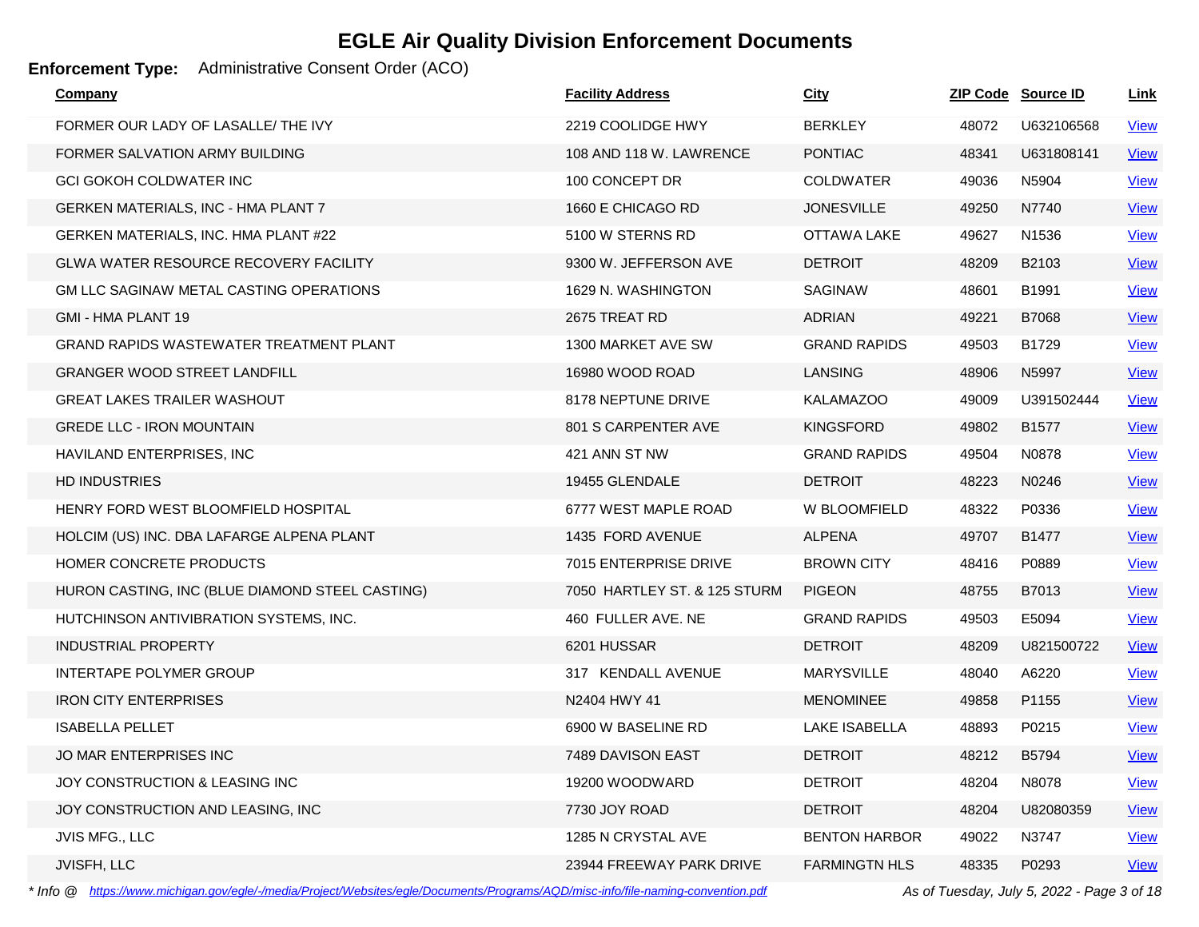# EGLE Air Quality Division Enforcement Documents

**Enforcement Type:** Administrative Consent Order (ACO)

| Company | Facility Address | City | ZIP Code | Source ID | Link |
|---|---|---|---|---|---|
| FORMER OUR LADY OF LASALLE/ THE IVY | 2219 COOLIDGE HWY | BERKLEY | 48072 | U632106568 | View |
| FORMER SALVATION ARMY BUILDING | 108 AND 118 W. LAWRENCE | PONTIAC | 48341 | U631808141 | View |
| GCI GOKOH COLDWATER INC | 100 CONCEPT DR | COLDWATER | 49036 | N5904 | View |
| GERKEN MATERIALS, INC - HMA PLANT 7 | 1660 E CHICAGO RD | JONESVILLE | 49250 | N7740 | View |
| GERKEN MATERIALS, INC. HMA PLANT #22 | 5100 W STERNS RD | OTTAWA LAKE | 49627 | N1536 | View |
| GLWA WATER RESOURCE RECOVERY FACILITY | 9300 W. JEFFERSON AVE | DETROIT | 48209 | B2103 | View |
| GM LLC SAGINAW METAL CASTING OPERATIONS | 1629 N. WASHINGTON | SAGINAW | 48601 | B1991 | View |
| GMI - HMA PLANT 19 | 2675 TREAT RD | ADRIAN | 49221 | B7068 | View |
| GRAND RAPIDS WASTEWATER TREATMENT PLANT | 1300 MARKET AVE SW | GRAND RAPIDS | 49503 | B1729 | View |
| GRANGER WOOD STREET LANDFILL | 16980 WOOD ROAD | LANSING | 48906 | N5997 | View |
| GREAT LAKES TRAILER WASHOUT | 8178 NEPTUNE DRIVE | KALAMAZOO | 49009 | U391502444 | View |
| GREDE LLC - IRON MOUNTAIN | 801 S CARPENTER AVE | KINGSFORD | 49802 | B1577 | View |
| HAVILAND ENTERPRISES, INC | 421 ANN ST NW | GRAND RAPIDS | 49504 | N0878 | View |
| HD INDUSTRIES | 19455 GLENDALE | DETROIT | 48223 | N0246 | View |
| HENRY FORD WEST BLOOMFIELD HOSPITAL | 6777 WEST MAPLE ROAD | W BLOOMFIELD | 48322 | P0336 | View |
| HOLCIM (US) INC. DBA LAFARGE ALPENA PLANT | 1435 FORD AVENUE | ALPENA | 49707 | B1477 | View |
| HOMER CONCRETE PRODUCTS | 7015 ENTERPRISE DRIVE | BROWN CITY | 48416 | P0889 | View |
| HURON CASTING, INC (BLUE DIAMOND STEEL CASTING) | 7050 HARTLEY ST. & 125 STURM | PIGEON | 48755 | B7013 | View |
| HUTCHINSON ANTIVIBRATION SYSTEMS, INC. | 460 FULLER AVE. NE | GRAND RAPIDS | 49503 | E5094 | View |
| INDUSTRIAL PROPERTY | 6201 HUSSAR | DETROIT | 48209 | U821500722 | View |
| INTERTAPE POLYMER GROUP | 317 KENDALL AVENUE | MARYSVILLE | 48040 | A6220 | View |
| IRON CITY ENTERPRISES | N2404 HWY 41 | MENOMINEE | 49858 | P1155 | View |
| ISABELLA PELLET | 6900 W BASELINE RD | LAKE ISABELLA | 48893 | P0215 | View |
| JO MAR ENTERPRISES INC | 7489 DAVISON EAST | DETROIT | 48212 | B5794 | View |
| JOY CONSTRUCTION & LEASING INC | 19200 WOODWARD | DETROIT | 48204 | N8078 | View |
| JOY CONSTRUCTION AND LEASING, INC | 7730 JOY ROAD | DETROIT | 48204 | U82080359 | View |
| JVIS MFG., LLC | 1285 N CRYSTAL AVE | BENTON HARBOR | 49022 | N3747 | View |
| JVISFH, LLC | 23944 FREEWAY PARK DRIVE | FARMINGTN HLS | 48335 | P0293 | View |

*\* Info @ https://www.michigan.gov/egle/-/media/Project/Websites/egle/Documents/Programs/AQD/misc-info/file-naming-convention.pdf*

*As of Tuesday, July 5, 2022*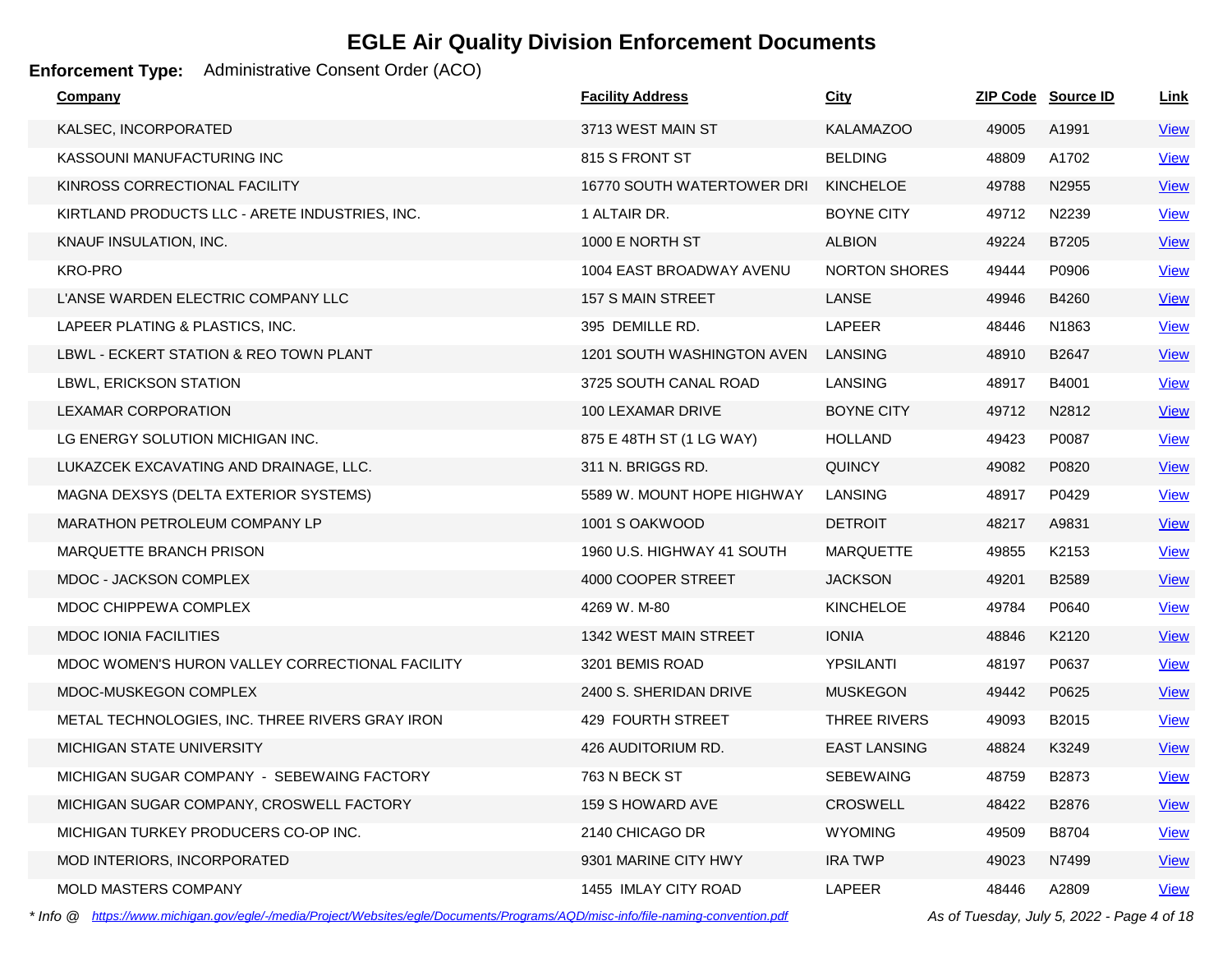# EGLE Air Quality Division Enforcement Documents

**Enforcement Type:** Administrative Consent Order (ACO)

| Company | Facility Address | City | ZIP Code | Source ID | Link |
|---|---|---|---|---|---|
| KALSEC, INCORPORATED | 3713 WEST MAIN ST | KALAMAZOO | 49005 | A1991 | View |
| KASSOUNI MANUFACTURING INC | 815 S FRONT ST | BELDING | 48809 | A1702 | View |
| KINROSS CORRECTIONAL FACILITY | 16770 SOUTH WATERTOWER DRI | KINCHELOE | 49788 | N2955 | View |
| KIRTLAND PRODUCTS LLC - ARETE INDUSTRIES, INC. | 1 ALTAIR DR. | BOYNE CITY | 49712 | N2239 | View |
| KNAUF INSULATION, INC. | 1000 E NORTH ST | ALBION | 49224 | B7205 | View |
| KRO-PRO | 1004 EAST BROADWAY AVENU | NORTON SHORES | 49444 | P0906 | View |
| L'ANSE WARDEN ELECTRIC COMPANY LLC | 157 S MAIN STREET | LANSE | 49946 | B4260 | View |
| LAPEER PLATING & PLASTICS, INC. | 395 DEMILLE RD. | LAPEER | 48446 | N1863 | View |
| LBWL - ECKERT STATION & REO TOWN PLANT | 1201 SOUTH WASHINGTON AVEN | LANSING | 48910 | B2647 | View |
| LBWL, ERICKSON STATION | 3725 SOUTH CANAL ROAD | LANSING | 48917 | B4001 | View |
| LEXAMAR CORPORATION | 100 LEXAMAR DRIVE | BOYNE CITY | 49712 | N2812 | View |
| LG ENERGY SOLUTION MICHIGAN INC. | 875 E 48TH ST (1 LG WAY) | HOLLAND | 49423 | P0087 | View |
| LUKAZCEK EXCAVATING AND DRAINAGE, LLC. | 311 N. BRIGGS RD. | QUINCY | 49082 | P0820 | View |
| MAGNA DEXSYS (DELTA EXTERIOR SYSTEMS) | 5589 W. MOUNT HOPE HIGHWAY | LANSING | 48917 | P0429 | View |
| MARATHON PETROLEUM COMPANY LP | 1001 S OAKWOOD | DETROIT | 48217 | A9831 | View |
| MARQUETTE BRANCH PRISON | 1960 U.S. HIGHWAY 41 SOUTH | MARQUETTE | 49855 | K2153 | View |
| MDOC - JACKSON COMPLEX | 4000 COOPER STREET | JACKSON | 49201 | B2589 | View |
| MDOC CHIPPEWA COMPLEX | 4269 W. M-80 | KINCHELOE | 49784 | P0640 | View |
| MDOC IONIA FACILITIES | 1342 WEST MAIN STREET | IONIA | 48846 | K2120 | View |
| MDOC WOMEN'S HURON VALLEY CORRECTIONAL FACILITY | 3201 BEMIS ROAD | YPSILANTI | 48197 | P0637 | View |
| MDOC-MUSKEGON COMPLEX | 2400 S. SHERIDAN DRIVE | MUSKEGON | 49442 | P0625 | View |
| METAL TECHNOLOGIES, INC. THREE RIVERS GRAY IRON | 429 FOURTH STREET | THREE RIVERS | 49093 | B2015 | View |
| MICHIGAN STATE UNIVERSITY | 426 AUDITORIUM RD. | EAST LANSING | 48824 | K3249 | View |
| MICHIGAN SUGAR COMPANY - SEBEWAING FACTORY | 763 N BECK ST | SEBEWAING | 48759 | B2873 | View |
| MICHIGAN SUGAR COMPANY, CROSWELL FACTORY | 159 S HOWARD AVE | CROSWELL | 48422 | B2876 | View |
| MICHIGAN TURKEY PRODUCERS CO-OP INC. | 2140 CHICAGO DR | WYOMING | 49509 | B8704 | View |
| MOD INTERIORS, INCORPORATED | 9301 MARINE CITY HWY | IRA TWP | 49023 | N7499 | View |
| MOLD MASTERS COMPANY | 1455 IMLAY CITY ROAD | LAPEER | 48446 | A2809 | View |

*\* Info @ https://www.michigan.gov/egle/-/media/Project/Websites/egle/Documents/Programs/AQD/misc-info/file-naming-convention.pdf*

*As of Tuesday, July 5, 2022*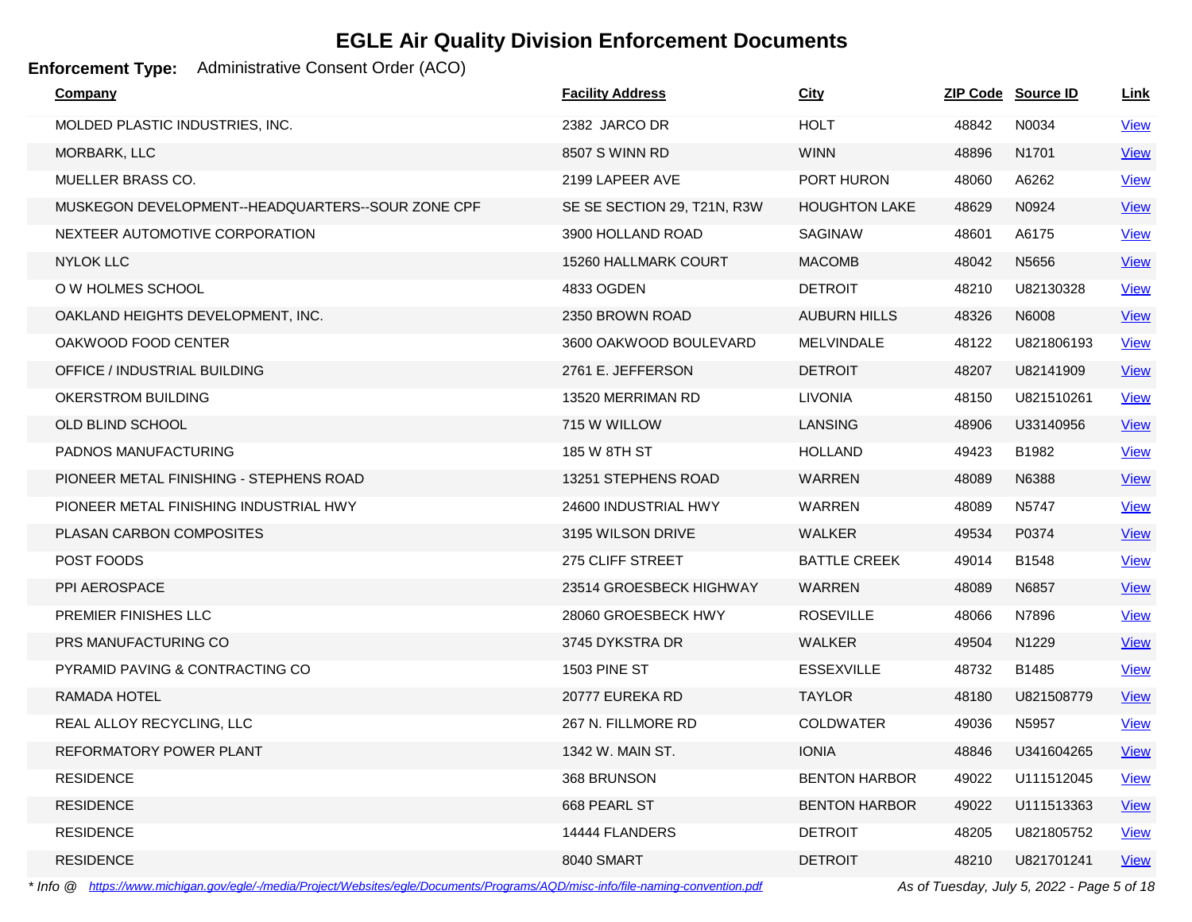# EGLE Air Quality Division Enforcement Documents

**Enforcement Type:** Administrative Consent Order (ACO)

| Company | Facility Address | City | ZIP Code | Source ID | Link |
|---|---|---|---|---|---|
| MOLDED PLASTIC INDUSTRIES, INC. | 2382 JARCO DR | HOLT | 48842 | N0034 | View |
| MORBARK, LLC | 8507 S WINN RD | WINN | 48896 | N1701 | View |
| MUELLER BRASS CO. | 2199 LAPEER AVE | PORT HURON | 48060 | A6262 | View |
| MUSKEGON DEVELOPMENT--HEADQUARTERS--SOUR ZONE CPF | SE SE SECTION 29, T21N, R3W | HOUGHTON LAKE | 48629 | N0924 | View |
| NEXTEER AUTOMOTIVE CORPORATION | 3900 HOLLAND ROAD | SAGINAW | 48601 | A6175 | View |
| NYLOK LLC | 15260 HALLMARK COURT | MACOMB | 48042 | N5656 | View |
| O W HOLMES SCHOOL | 4833 OGDEN | DETROIT | 48210 | U82130328 | View |
| OAKLAND HEIGHTS DEVELOPMENT, INC. | 2350 BROWN ROAD | AUBURN HILLS | 48326 | N6008 | View |
| OAKWOOD FOOD CENTER | 3600 OAKWOOD BOULEVARD | MELVINDALE | 48122 | U821806193 | View |
| OFFICE / INDUSTRIAL BUILDING | 2761 E. JEFFERSON | DETROIT | 48207 | U82141909 | View |
| OKERSTROM BUILDING | 13520 MERRIMAN RD | LIVONIA | 48150 | U821510261 | View |
| OLD BLIND SCHOOL | 715 W WILLOW | LANSING | 48906 | U33140956 | View |
| PADNOS MANUFACTURING | 185 W 8TH ST | HOLLAND | 49423 | B1982 | View |
| PIONEER METAL FINISHING - STEPHENS ROAD | 13251 STEPHENS ROAD | WARREN | 48089 | N6388 | View |
| PIONEER METAL FINISHING INDUSTRIAL HWY | 24600 INDUSTRIAL HWY | WARREN | 48089 | N5747 | View |
| PLASAN CARBON COMPOSITES | 3195 WILSON DRIVE | WALKER | 49534 | P0374 | View |
| POST FOODS | 275 CLIFF STREET | BATTLE CREEK | 49014 | B1548 | View |
| PPI AEROSPACE | 23514 GROESBECK HIGHWAY | WARREN | 48089 | N6857 | View |
| PREMIER FINISHES LLC | 28060 GROESBECK HWY | ROSEVILLE | 48066 | N7896 | View |
| PRS MANUFACTURING CO | 3745 DYKSTRA DR | WALKER | 49504 | N1229 | View |
| PYRAMID PAVING & CONTRACTING CO | 1503 PINE ST | ESSEXVILLE | 48732 | B1485 | View |
| RAMADA HOTEL | 20777 EUREKA RD | TAYLOR | 48180 | U821508779 | View |
| REAL ALLOY RECYCLING, LLC | 267 N. FILLMORE RD | COLDWATER | 49036 | N5957 | View |
| REFORMATORY POWER PLANT | 1342 W. MAIN ST. | IONIA | 48846 | U341604265 | View |
| RESIDENCE | 368 BRUNSON | BENTON HARBOR | 49022 | U111512045 | View |
| RESIDENCE | 668 PEARL ST | BENTON HARBOR | 49022 | U111513363 | View |
| RESIDENCE | 14444 FLANDERS | DETROIT | 48205 | U821805752 | View |
| RESIDENCE | 8040 SMART | DETROIT | 48210 | U821701241 | View |

*\* Info @ https://www.michigan.gov/egle/-/media/Project/Websites/egle/Documents/Programs/AQD/misc-info/file-naming-convention.pdf*

*As of Tuesday, July 5, 2022*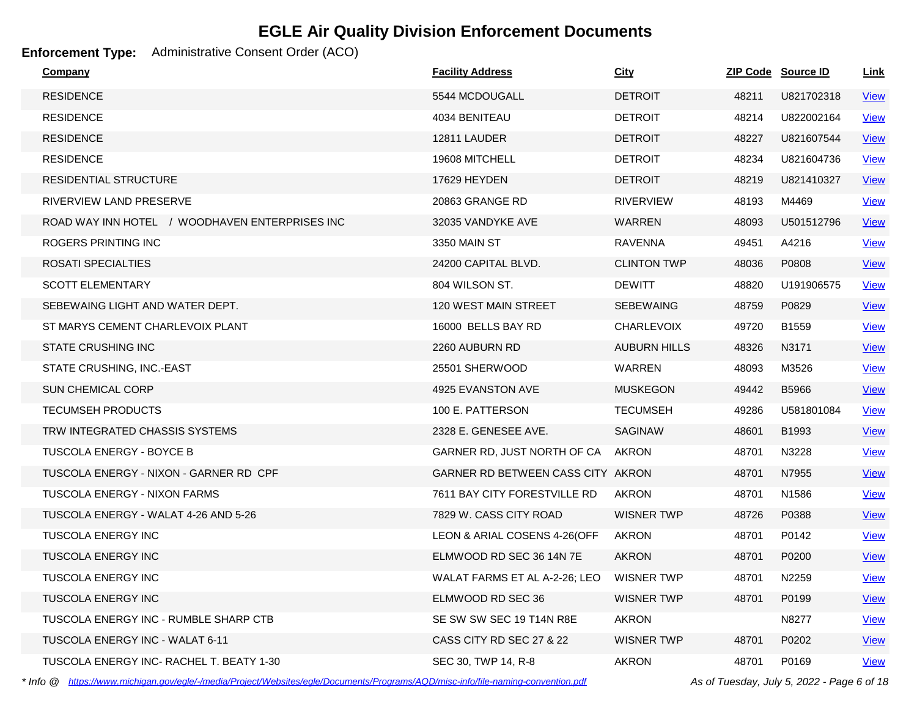# EGLE Air Quality Division Enforcement Documents

**Enforcement Type:** Administrative Consent Order (ACO)

| Company | Facility Address | City | ZIP Code | Source ID | Link |
|---|---|---|---|---|---|
| RESIDENCE | 5544 MCDOUGALL | DETROIT | 48211 | U821702318 | View |
| RESIDENCE | 4034 BENITEAU | DETROIT | 48214 | U822002164 | View |
| RESIDENCE | 12811 LAUDER | DETROIT | 48227 | U821607544 | View |
| RESIDENCE | 19608 MITCHELL | DETROIT | 48234 | U821604736 | View |
| RESIDENTIAL STRUCTURE | 17629 HEYDEN | DETROIT | 48219 | U821410327 | View |
| RIVERVIEW LAND PRESERVE | 20863 GRANGE RD | RIVERVIEW | 48193 | M4469 | View |
| ROAD WAY INN HOTEL / WOODHAVEN ENTERPRISES INC | 32035 VANDYKE AVE | WARREN | 48093 | U501512796 | View |
| ROGERS PRINTING INC | 3350 MAIN ST | RAVENNA | 49451 | A4216 | View |
| ROSATI SPECIALTIES | 24200 CAPITAL BLVD. | CLINTON TWP | 48036 | P0808 | View |
| SCOTT ELEMENTARY | 804 WILSON ST. | DEWITT | 48820 | U191906575 | View |
| SEBEWAING LIGHT AND WATER DEPT. | 120 WEST MAIN STREET | SEBEWAING | 48759 | P0829 | View |
| ST MARYS CEMENT CHARLEVOIX PLANT | 16000 BELLS BAY RD | CHARLEVOIX | 49720 | B1559 | View |
| STATE CRUSHING INC | 2260 AUBURN RD | AUBURN HILLS | 48326 | N3171 | View |
| STATE CRUSHING, INC.-EAST | 25501 SHERWOOD | WARREN | 48093 | M3526 | View |
| SUN CHEMICAL CORP | 4925 EVANSTON AVE | MUSKEGON | 49442 | B5966 | View |
| TECUMSEH PRODUCTS | 100 E. PATTERSON | TECUMSEH | 49286 | U581801084 | View |
| TRW INTEGRATED CHASSIS SYSTEMS | 2328 E. GENESEE AVE. | SAGINAW | 48601 | B1993 | View |
| TUSCOLA ENERGY - BOYCE B | GARNER RD, JUST NORTH OF CA | AKRON | 48701 | N3228 | View |
| TUSCOLA ENERGY - NIXON - GARNER RD CPF | GARNER RD BETWEEN CASS CITY | AKRON | 48701 | N7955 | View |
| TUSCOLA ENERGY - NIXON FARMS | 7611 BAY CITY FORESTVILLE RD | AKRON | 48701 | N1586 | View |
| TUSCOLA ENERGY - WALAT 4-26 AND 5-26 | 7829 W. CASS CITY ROAD | WISNER TWP | 48726 | P0388 | View |
| TUSCOLA ENERGY INC | LEON & ARIAL COSENS 4-26(OFF | AKRON | 48701 | P0142 | View |
| TUSCOLA ENERGY INC | ELMWOOD RD SEC 36 14N 7E | AKRON | 48701 | P0200 | View |
| TUSCOLA ENERGY INC | WALAT FARMS ET AL A-2-26; LEO | WISNER TWP | 48701 | N2259 | View |
| TUSCOLA ENERGY INC | ELMWOOD RD SEC 36 | WISNER TWP | 48701 | P0199 | View |
| TUSCOLA ENERGY INC - RUMBLE SHARP CTB | SE SW SW SEC 19 T14N R8E | AKRON | | N8277 | View |
| TUSCOLA ENERGY INC - WALAT 6-11 | CASS CITY RD SEC 27 & 22 | WISNER TWP | 48701 | P0202 | View |
| TUSCOLA ENERGY INC- RACHEL T. BEATY 1-30 | SEC 30, TWP 14, R-8 | AKRON | 48701 | P0169 | View |

*\* Info @ https://www.michigan.gov/egle/-/media/Project/Websites/egle/Documents/Programs/AQD/misc-info/file-naming-convention.pdf*

*As of Tuesday, July 5, 2022*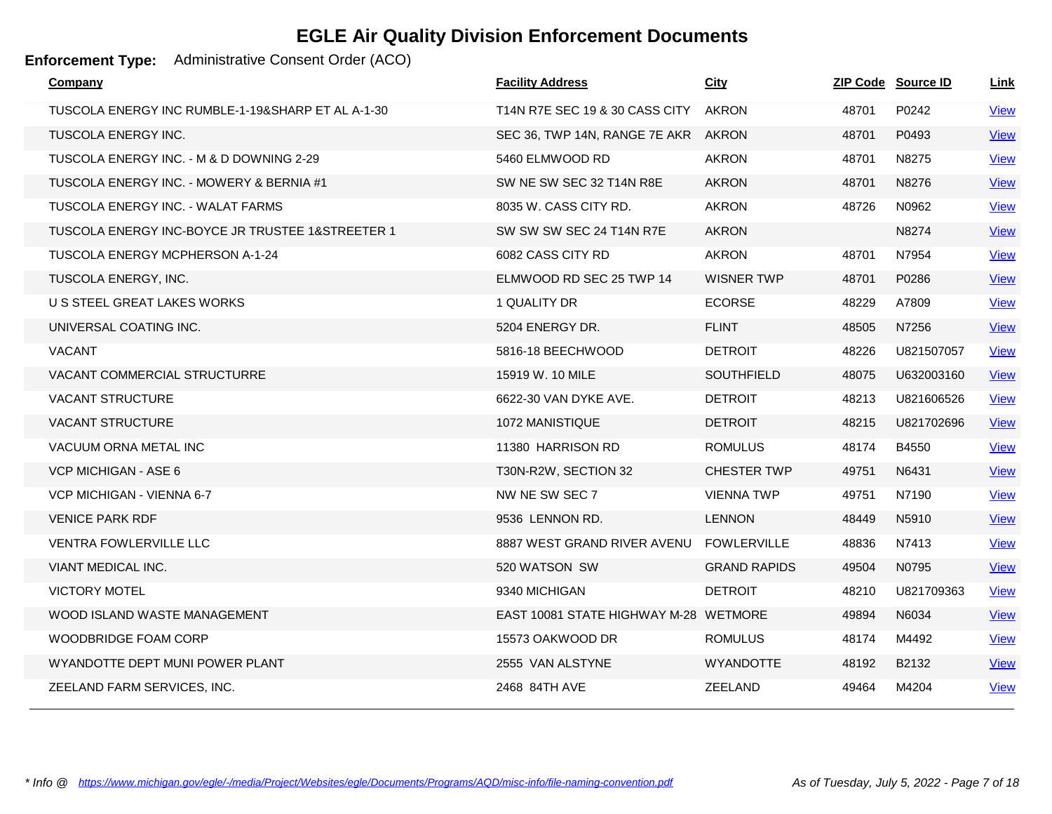# EGLE Air Quality Division Enforcement Documents

**Enforcement Type:** Administrative Consent Order (ACO)

| Company | Facility Address | City | ZIP Code | Source ID | Link |
|---|---|---|---|---|---|
| TUSCOLA ENERGY INC RUMBLE-1-19&SHARP ET AL A-1-30 | T14N R7E SEC 19 & 30 CASS CITY | AKRON | 48701 | P0242 | View |
| TUSCOLA ENERGY INC. | SEC 36, TWP 14N, RANGE 7E AKR | AKRON | 48701 | P0493 | View |
| TUSCOLA ENERGY INC. - M & D DOWNING 2-29 | 5460 ELMWOOD RD | AKRON | 48701 | N8275 | View |
| TUSCOLA ENERGY INC. - MOWERY & BERNIA #1 | SW NE SW SEC 32 T14N R8E | AKRON | 48701 | N8276 | View |
| TUSCOLA ENERGY INC. - WALAT FARMS | 8035 W. CASS CITY RD. | AKRON | 48726 | N0962 | View |
| TUSCOLA ENERGY INC-BOYCE JR TRUSTEE 1&STREETER 1 | SW SW SW SEC 24 T14N R7E | AKRON | | N8274 | View |
| TUSCOLA ENERGY MCPHERSON A-1-24 | 6082 CASS CITY RD | AKRON | 48701 | N7954 | View |
| TUSCOLA ENERGY, INC. | ELMWOOD RD SEC 25 TWP 14 | WISNER TWP | 48701 | P0286 | View |
| U S STEEL GREAT LAKES WORKS | 1 QUALITY DR | ECORSE | 48229 | A7809 | View |
| UNIVERSAL COATING INC. | 5204 ENERGY DR. | FLINT | 48505 | N7256 | View |
| VACANT | 5816-18 BEECHWOOD | DETROIT | 48226 | U821507057 | View |
| VACANT COMMERCIAL STRUCTURRE | 15919 W. 10 MILE | SOUTHFIELD | 48075 | U632003160 | View |
| VACANT STRUCTURE | 6622-30 VAN DYKE AVE. | DETROIT | 48213 | U821606526 | View |
| VACANT STRUCTURE | 1072 MANISTIQUE | DETROIT | 48215 | U821702696 | View |
| VACUUM ORNA METAL INC | 11380 HARRISON RD | ROMULUS | 48174 | B4550 | View |
| VCP MICHIGAN - ASE 6 | T30N-R2W, SECTION 32 | CHESTER TWP | 49751 | N6431 | View |
| VCP MICHIGAN - VIENNA 6-7 | NW NE SW SEC 7 | VIENNA TWP | 49751 | N7190 | View |
| VENICE PARK RDF | 9536 LENNON RD. | LENNON | 48449 | N5910 | View |
| VENTRA FOWLERVILLE LLC | 8887 WEST GRAND RIVER AVENU | FOWLERVILLE | 48836 | N7413 | View |
| VIANT MEDICAL INC. | 520 WATSON SW | GRAND RAPIDS | 49504 | N0795 | View |
| VICTORY MOTEL | 9340 MICHIGAN | DETROIT | 48210 | U821709363 | View |
| WOOD ISLAND WASTE MANAGEMENT | EAST 10081 STATE HIGHWAY M-28 | WETMORE | 49894 | N6034 | View |
| WOODBRIDGE FOAM CORP | 15573 OAKWOOD DR | ROMULUS | 48174 | M4492 | View |
| WYANDOTTE DEPT MUNI POWER PLANT | 2555 VAN ALSTYNE | WYANDOTTE | 48192 | B2132 | View |
| ZEELAND FARM SERVICES, INC. | 2468 84TH AVE | ZEELAND | 49464 | M4204 | View |

*\* Info @ https://www.michigan.gov/egle/-/media/Project/Websites/egle/Documents/Programs/AQD/misc-info/file-naming-convention.pdf*

*As of Tuesday, July 5, 2022*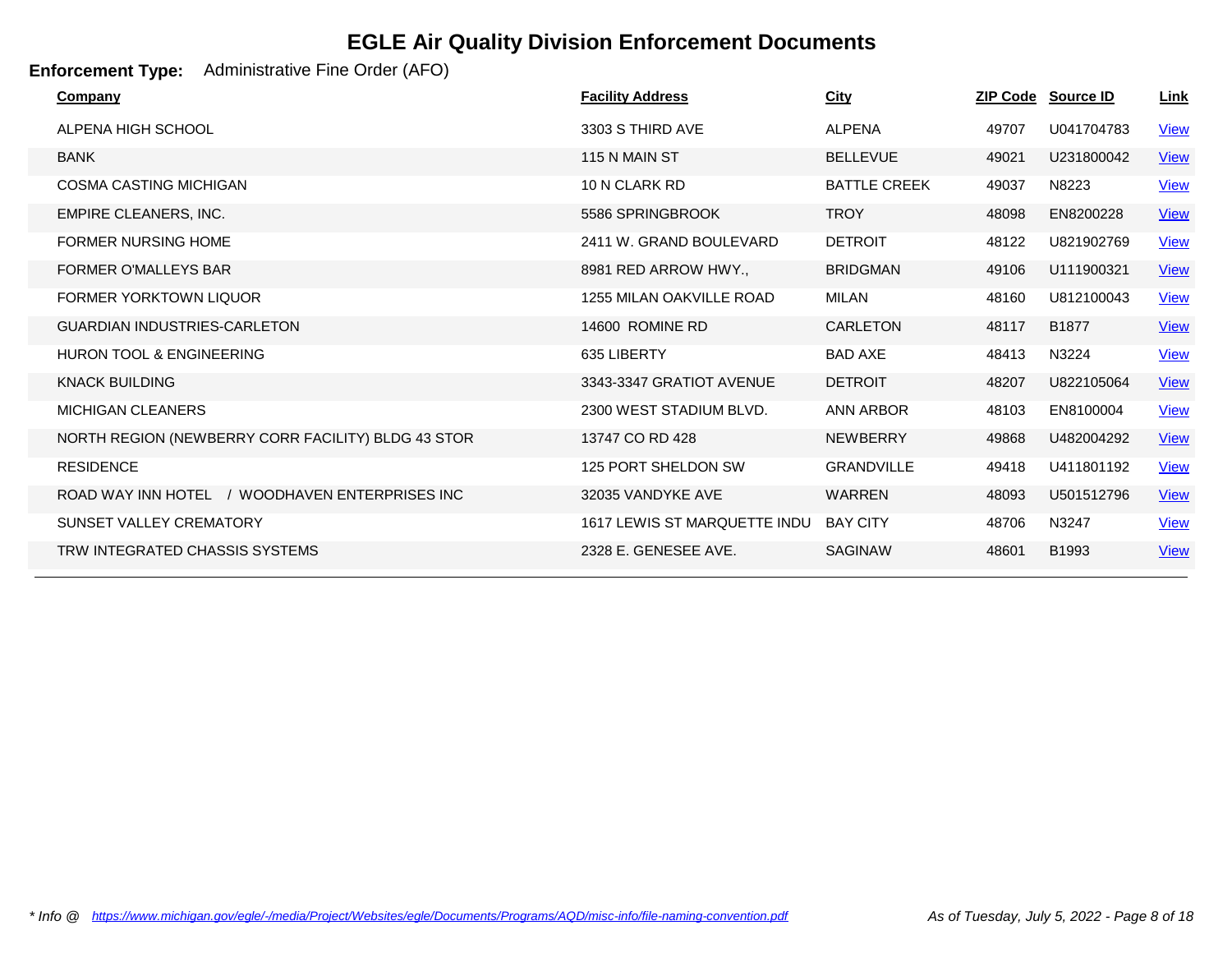# EGLE Air Quality Division Enforcement Documents

**Enforcement Type:** Administrative Fine Order (AFO)

| Company | Facility Address | City | ZIP Code | Source ID | Link |
|---|---|---|---|---|---|
| ALPENA HIGH SCHOOL | 3303 S THIRD AVE | ALPENA | 49707 | U041704783 | View |
| BANK | 115 N MAIN ST | BELLEVUE | 49021 | U231800042 | View |
| COSMA CASTING MICHIGAN | 10 N CLARK RD | BATTLE CREEK | 49037 | N8223 | View |
| EMPIRE CLEANERS, INC. | 5586 SPRINGBROOK | TROY | 48098 | EN8200228 | View |
| FORMER NURSING HOME | 2411 W. GRAND BOULEVARD | DETROIT | 48122 | U821902769 | View |
| FORMER O'MALLEYS BAR | 8981 RED ARROW HWY., | BRIDGMAN | 49106 | U111900321 | View |
| FORMER YORKTOWN LIQUOR | 1255 MILAN OAKVILLE ROAD | MILAN | 48160 | U812100043 | View |
| GUARDIAN INDUSTRIES-CARLETON | 14600 ROMINE RD | CARLETON | 48117 | B1877 | View |
| HURON TOOL & ENGINEERING | 635 LIBERTY | BAD AXE | 48413 | N3224 | View |
| KNACK BUILDING | 3343-3347 GRATIOT AVENUE | DETROIT | 48207 | U822105064 | View |
| MICHIGAN CLEANERS | 2300 WEST STADIUM BLVD. | ANN ARBOR | 48103 | EN8100004 | View |
| NORTH REGION (NEWBERRY CORR FACILITY) BLDG 43 STOR | 13747 CO RD 428 | NEWBERRY | 49868 | U482004292 | View |
| RESIDENCE | 125 PORT SHELDON SW | GRANDVILLE | 49418 | U411801192 | View |
| ROAD WAY INN HOTEL / WOODHAVEN ENTERPRISES INC | 32035 VANDYKE AVE | WARREN | 48093 | U501512796 | View |
| SUNSET VALLEY CREMATORY | 1617 LEWIS ST MARQUETTE INDU | BAY CITY | 48706 | N3247 | View |
| TRW INTEGRATED CHASSIS SYSTEMS | 2328 E. GENESEE AVE. | SAGINAW | 48601 | B1993 | View |

*\* Info @ https://www.michigan.gov/egle/-/media/Project/Websites/egle/Documents/Programs/AQD/misc-info/file-naming-convention.pdf*

*As of Tuesday, July 5, 2022*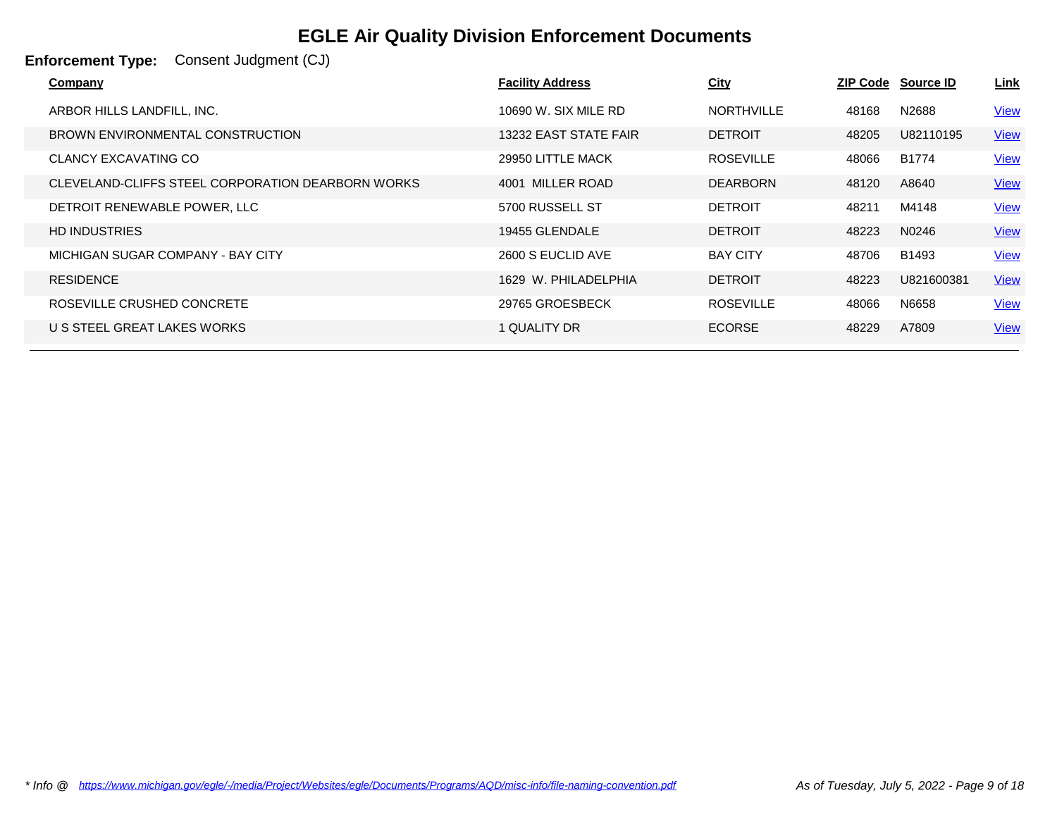# EGLE Air Quality Division Enforcement Documents

**Enforcement Type:** Consent Judgment (CJ)

| Company | Facility Address | City | ZIP Code | Source ID | Link |
|---|---|---|---|---|---|
| ARBOR HILLS LANDFILL, INC. | 10690 W. SIX MILE RD | NORTHVILLE | 48168 | N2688 | View |
| BROWN ENVIRONMENTAL CONSTRUCTION | 13232 EAST STATE FAIR | DETROIT | 48205 | U82110195 | View |
| CLANCY EXCAVATING CO | 29950 LITTLE MACK | ROSEVILLE | 48066 | B1774 | View |
| CLEVELAND-CLIFFS STEEL CORPORATION DEARBORN WORKS | 4001 MILLER ROAD | DEARBORN | 48120 | A8640 | View |
| DETROIT RENEWABLE POWER, LLC | 5700 RUSSELL ST | DETROIT | 48211 | M4148 | View |
| HD INDUSTRIES | 19455 GLENDALE | DETROIT | 48223 | N0246 | View |
| MICHIGAN SUGAR COMPANY - BAY CITY | 2600 S EUCLID AVE | BAY CITY | 48706 | B1493 | View |
| RESIDENCE | 1629 W. PHILADELPHIA | DETROIT | 48223 | U821600381 | View |
| ROSEVILLE CRUSHED CONCRETE | 29765 GROESBECK | ROSEVILLE | 48066 | N6658 | View |
| U S STEEL GREAT LAKES WORKS | 1 QUALITY DR | ECORSE | 48229 | A7809 | View |

*\* Info @ https://www.michigan.gov/egle/-/media/Project/Websites/egle/Documents/Programs/AQD/misc-info/file-naming-convention.pdf*

*As of Tuesday, July 5, 2022*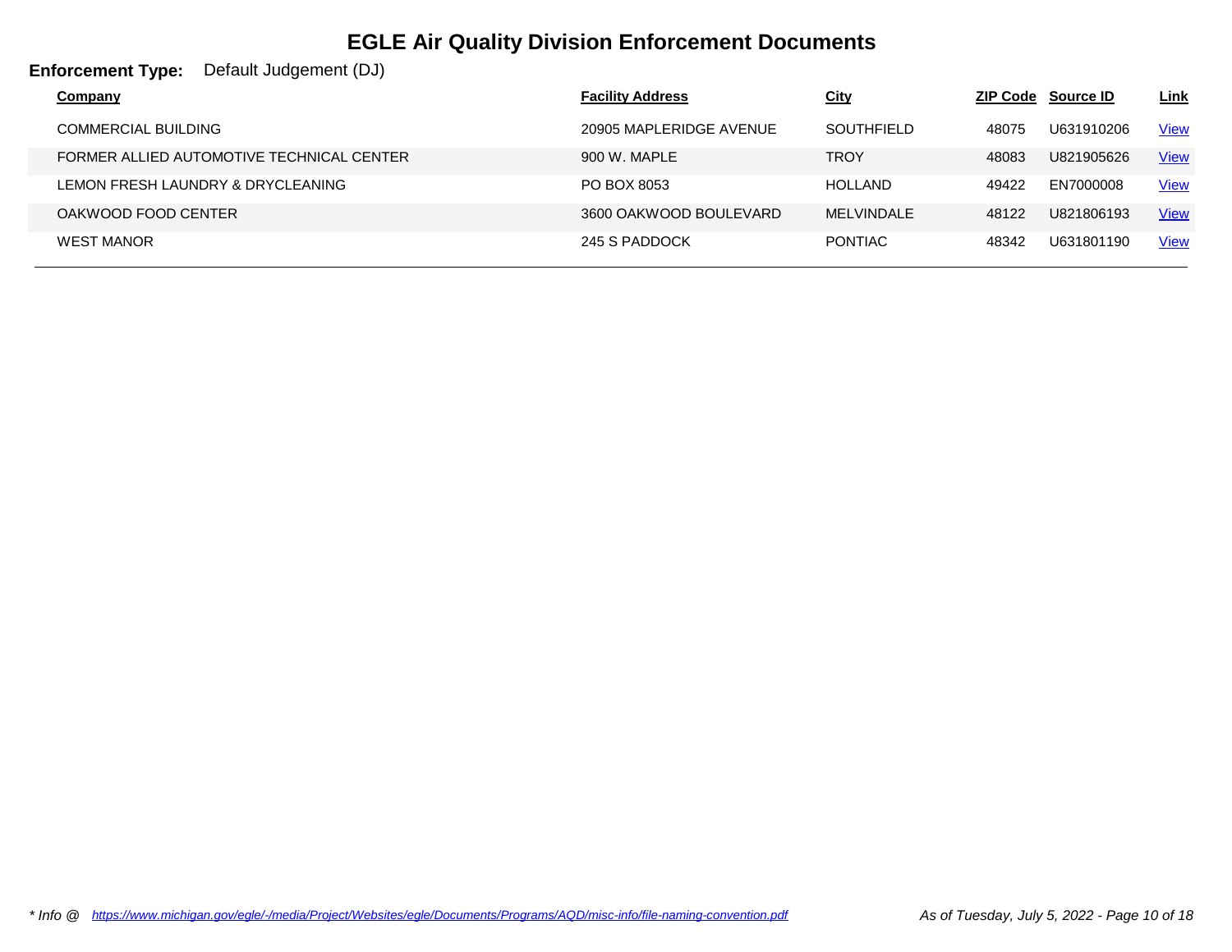# EGLE Air Quality Division Enforcement Documents

**Enforcement Type:** Default Judgement (DJ)

| Company | Facility Address | City | ZIP Code | Source ID | Link |
|---|---|---|---|---|---|
| COMMERCIAL BUILDING | 20905 MAPLERIDGE AVENUE | SOUTHFIELD | 48075 | U631910206 | View |
| FORMER ALLIED AUTOMOTIVE TECHNICAL CENTER | 900 W. MAPLE | TROY | 48083 | U821905626 | View |
| LEMON FRESH LAUNDRY & DRYCLEANING | PO BOX 8053 | HOLLAND | 49422 | EN7000008 | View |
| OAKWOOD FOOD CENTER | 3600 OAKWOOD BOULEVARD | MELVINDALE | 48122 | U821806193 | View |
| WEST MANOR | 245 S PADDOCK | PONTIAC | 48342 | U631801190 | View |

*\* Info @ https://www.michigan.gov/egle/-/media/Project/Websites/egle/Documents/Programs/AQD/misc-info/file-naming-convention.pdf*

*As of Tuesday, July 5, 2022*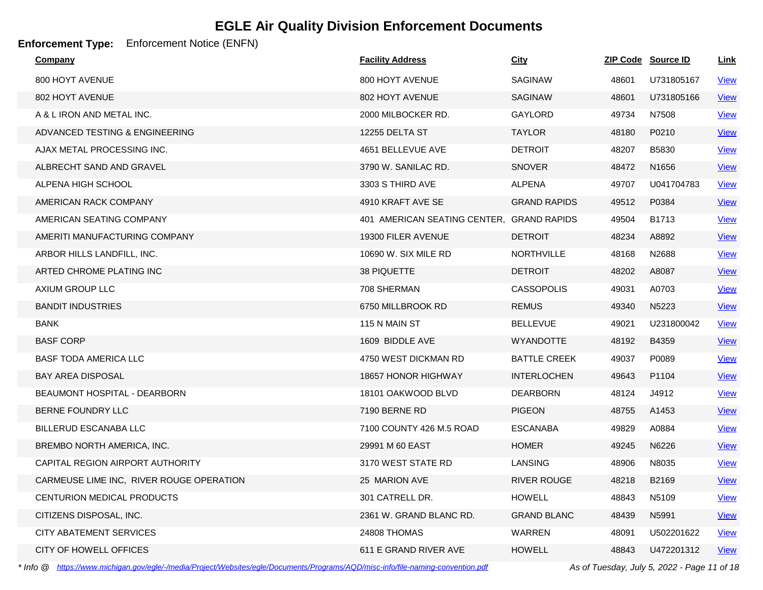# EGLE Air Quality Division Enforcement Documents

**Enforcement Type:** Enforcement Notice (ENFN)

| Company | Facility Address | City | ZIP Code | Source ID | Link |
|---|---|---|---|---|---|
| 800 HOYT AVENUE | 800 HOYT AVENUE | SAGINAW | 48601 | U731805167 | View |
| 802 HOYT AVENUE | 802 HOYT AVENUE | SAGINAW | 48601 | U731805166 | View |
| A & L IRON AND METAL INC. | 2000 MILBOCKER RD. | GAYLORD | 49734 | N7508 | View |
| ADVANCED TESTING & ENGINEERING | 12255 DELTA ST | TAYLOR | 48180 | P0210 | View |
| AJAX METAL PROCESSING INC. | 4651 BELLEVUE AVE | DETROIT | 48207 | B5830 | View |
| ALBRECHT SAND AND GRAVEL | 3790 W. SANILAC RD. | SNOVER | 48472 | N1656 | View |
| ALPENA HIGH SCHOOL | 3303 S THIRD AVE | ALPENA | 49707 | U041704783 | View |
| AMERICAN RACK COMPANY | 4910 KRAFT AVE SE | GRAND RAPIDS | 49512 | P0384 | View |
| AMERICAN SEATING COMPANY | 401 AMERICAN SEATING CENTER, | GRAND RAPIDS | 49504 | B1713 | View |
| AMERITI MANUFACTURING COMPANY | 19300 FILER AVENUE | DETROIT | 48234 | A8892 | View |
| ARBOR HILLS LANDFILL, INC. | 10690 W. SIX MILE RD | NORTHVILLE | 48168 | N2688 | View |
| ARTED CHROME PLATING INC | 38 PIQUETTE | DETROIT | 48202 | A8087 | View |
| AXIUM GROUP LLC | 708 SHERMAN | CASSOPOLIS | 49031 | A0703 | View |
| BANDIT INDUSTRIES | 6750 MILLBROOK RD | REMUS | 49340 | N5223 | View |
| BANK | 115 N MAIN ST | BELLEVUE | 49021 | U231800042 | View |
| BASF CORP | 1609 BIDDLE AVE | WYANDOTTE | 48192 | B4359 | View |
| BASF TODA AMERICA LLC | 4750 WEST DICKMAN RD | BATTLE CREEK | 49037 | P0089 | View |
| BAY AREA DISPOSAL | 18657 HONOR HIGHWAY | INTERLOCHEN | 49643 | P1104 | View |
| BEAUMONT HOSPITAL - DEARBORN | 18101 OAKWOOD BLVD | DEARBORN | 48124 | J4912 | View |
| BERNE FOUNDRY LLC | 7190 BERNE RD | PIGEON | 48755 | A1453 | View |
| BILLERUD ESCANABA LLC | 7100 COUNTY 426 M.5 ROAD | ESCANABA | 49829 | A0884 | View |
| BREMBO NORTH AMERICA, INC. | 29991 M 60 EAST | HOMER | 49245 | N6226 | View |
| CAPITAL REGION AIRPORT AUTHORITY | 3170 WEST STATE RD | LANSING | 48906 | N8035 | View |
| CARMEUSE LIME INC, RIVER ROUGE OPERATION | 25 MARION AVE | RIVER ROUGE | 48218 | B2169 | View |
| CENTURION MEDICAL PRODUCTS | 301 CATRELL DR. | HOWELL | 48843 | N5109 | View |
| CITIZENS DISPOSAL, INC. | 2361 W. GRAND BLANC RD. | GRAND BLANC | 48439 | N5991 | View |
| CITY ABATEMENT SERVICES | 24808 THOMAS | WARREN | 48091 | U502201622 | View |
| CITY OF HOWELL OFFICES | 611 E GRAND RIVER AVE | HOWELL | 48843 | U472201312 | View |

*\* Info @ https://www.michigan.gov/egle/-/media/Project/Websites/egle/Documents/Programs/AQD/misc-info/file-naming-convention.pdf*

*As of Tuesday, July 5, 2022*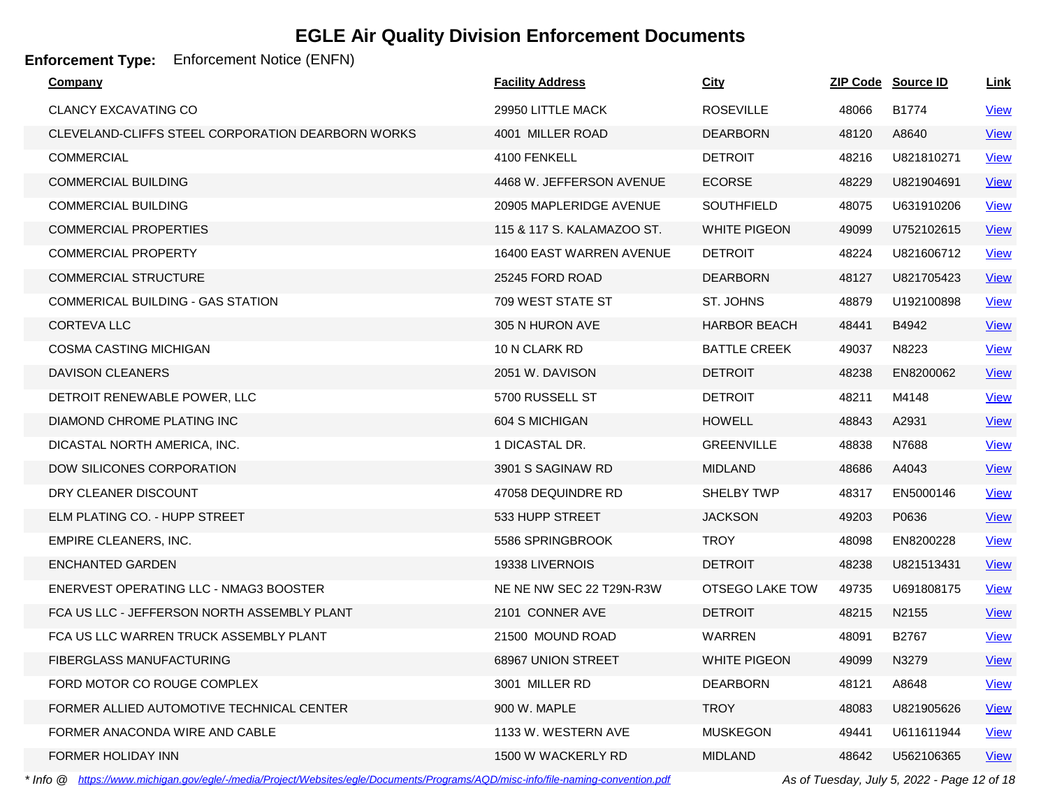# EGLE Air Quality Division Enforcement Documents

**Enforcement Type:** Enforcement Notice (ENFN)

| Company | Facility Address | City | ZIP Code | Source ID | Link |
|---|---|---|---|---|---|
| CLANCY EXCAVATING CO | 29950 LITTLE MACK | ROSEVILLE | 48066 | B1774 | View |
| CLEVELAND-CLIFFS STEEL CORPORATION DEARBORN WORKS | 4001 MILLER ROAD | DEARBORN | 48120 | A8640 | View |
| COMMERCIAL | 4100 FENKELL | DETROIT | 48216 | U821810271 | View |
| COMMERCIAL BUILDING | 4468 W. JEFFERSON AVENUE | ECORSE | 48229 | U821904691 | View |
| COMMERCIAL BUILDING | 20905 MAPLERIDGE AVENUE | SOUTHFIELD | 48075 | U631910206 | View |
| COMMERCIAL PROPERTIES | 115 & 117 S. KALAMAZOO ST. | WHITE PIGEON | 49099 | U752102615 | View |
| COMMERCIAL PROPERTY | 16400 EAST WARREN AVENUE | DETROIT | 48224 | U821606712 | View |
| COMMERCIAL STRUCTURE | 25245 FORD ROAD | DEARBORN | 48127 | U821705423 | View |
| COMMERICAL BUILDING - GAS STATION | 709 WEST STATE ST | ST. JOHNS | 48879 | U192100898 | View |
| CORTEVA LLC | 305 N HURON AVE | HARBOR BEACH | 48441 | B4942 | View |
| COSMA CASTING MICHIGAN | 10 N CLARK RD | BATTLE CREEK | 49037 | N8223 | View |
| DAVISON CLEANERS | 2051 W. DAVISON | DETROIT | 48238 | EN8200062 | View |
| DETROIT RENEWABLE POWER, LLC | 5700 RUSSELL ST | DETROIT | 48211 | M4148 | View |
| DIAMOND CHROME PLATING INC | 604 S MICHIGAN | HOWELL | 48843 | A2931 | View |
| DICASTAL NORTH AMERICA, INC. | 1 DICASTAL DR. | GREENVILLE | 48838 | N7688 | View |
| DOW SILICONES CORPORATION | 3901 S SAGINAW RD | MIDLAND | 48686 | A4043 | View |
| DRY CLEANER DISCOUNT | 47058 DEQUINDRE RD | SHELBY TWP | 48317 | EN5000146 | View |
| ELM PLATING CO. - HUPP STREET | 533 HUPP STREET | JACKSON | 49203 | P0636 | View |
| EMPIRE CLEANERS, INC. | 5586 SPRINGBROOK | TROY | 48098 | EN8200228 | View |
| ENCHANTED GARDEN | 19338 LIVERNOIS | DETROIT | 48238 | U821513431 | View |
| ENERVEST OPERATING LLC - NMAG3 BOOSTER | NE NE NW SEC 22 T29N-R3W | OTSEGO LAKE TOW | 49735 | U691808175 | View |
| FCA US LLC - JEFFERSON NORTH ASSEMBLY PLANT | 2101 CONNER AVE | DETROIT | 48215 | N2155 | View |
| FCA US LLC WARREN TRUCK ASSEMBLY PLANT | 21500 MOUND ROAD | WARREN | 48091 | B2767 | View |
| FIBERGLASS MANUFACTURING | 68967 UNION STREET | WHITE PIGEON | 49099 | N3279 | View |
| FORD MOTOR CO ROUGE COMPLEX | 3001 MILLER RD | DEARBORN | 48121 | A8648 | View |
| FORMER ALLIED AUTOMOTIVE TECHNICAL CENTER | 900 W. MAPLE | TROY | 48083 | U821905626 | View |
| FORMER ANACONDA WIRE AND CABLE | 1133 W. WESTERN AVE | MUSKEGON | 49441 | U611611944 | View |
| FORMER HOLIDAY INN | 1500 W WACKERLY RD | MIDLAND | 48642 | U562106365 | View |

*\* Info @ https://www.michigan.gov/egle/-/media/Project/Websites/egle/Documents/Programs/AQD/misc-info/file-naming-convention.pdf*

*As of Tuesday, July 5, 2022*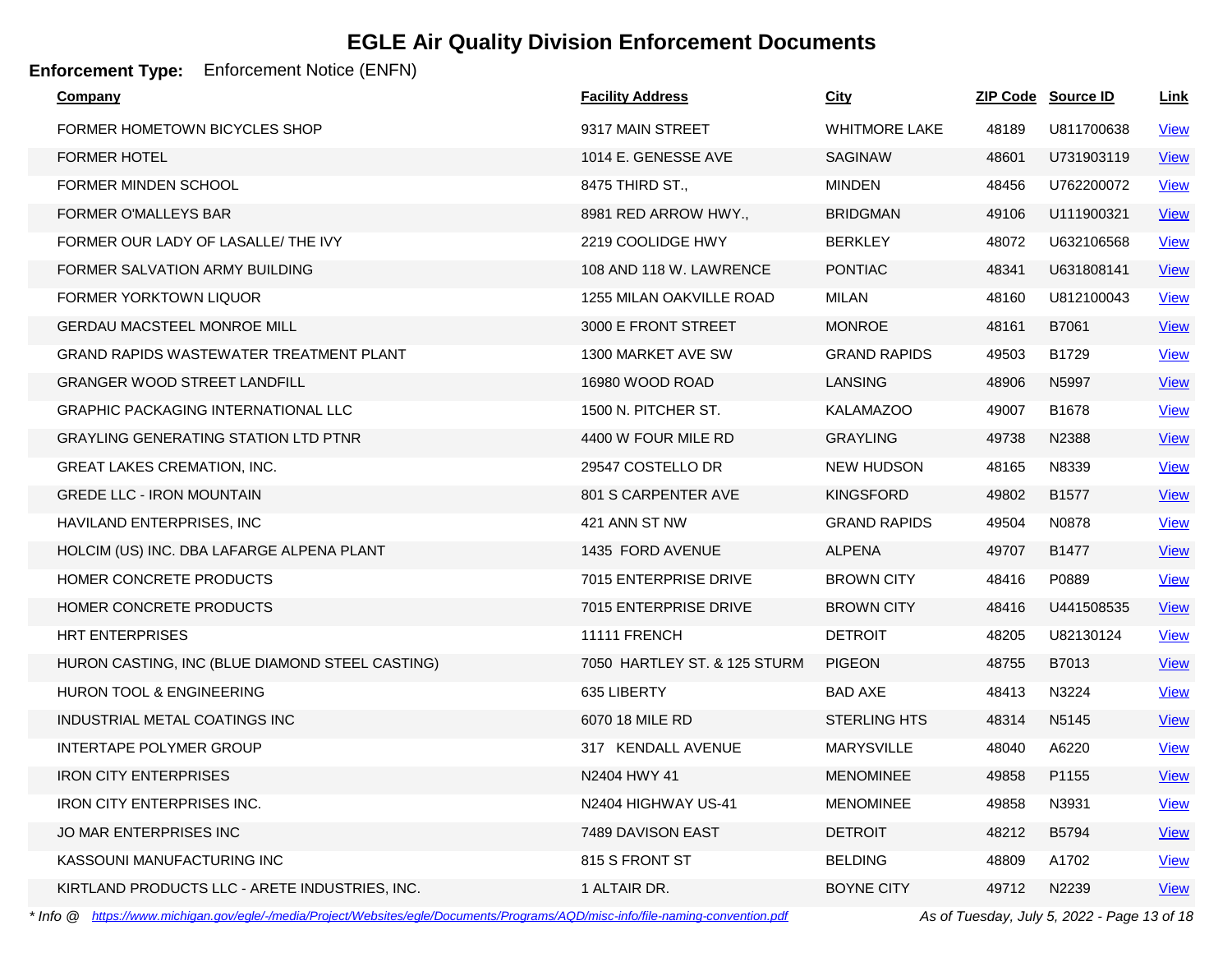# EGLE Air Quality Division Enforcement Documents

**Enforcement Type:** Enforcement Notice (ENFN)

| Company | Facility Address | City | ZIP Code | Source ID | Link |
|---|---|---|---|---|---|
| FORMER HOMETOWN BICYCLES SHOP | 9317 MAIN STREET | WHITMORE LAKE | 48189 | U811700638 | View |
| FORMER HOTEL | 1014 E. GENESSE AVE | SAGINAW | 48601 | U731903119 | View |
| FORMER MINDEN SCHOOL | 8475 THIRD ST., | MINDEN | 48456 | U762200072 | View |
| FORMER O'MALLEYS BAR | 8981 RED ARROW HWY., | BRIDGMAN | 49106 | U111900321 | View |
| FORMER OUR LADY OF LASALLE/ THE IVY | 2219 COOLIDGE HWY | BERKLEY | 48072 | U632106568 | View |
| FORMER SALVATION ARMY BUILDING | 108 AND 118 W. LAWRENCE | PONTIAC | 48341 | U631808141 | View |
| FORMER YORKTOWN LIQUOR | 1255 MILAN OAKVILLE ROAD | MILAN | 48160 | U812100043 | View |
| GERDAU MACSTEEL MONROE MILL | 3000 E FRONT STREET | MONROE | 48161 | B7061 | View |
| GRAND RAPIDS WASTEWATER TREATMENT PLANT | 1300 MARKET AVE SW | GRAND RAPIDS | 49503 | B1729 | View |
| GRANGER WOOD STREET LANDFILL | 16980 WOOD ROAD | LANSING | 48906 | N5997 | View |
| GRAPHIC PACKAGING INTERNATIONAL LLC | 1500 N. PITCHER ST. | KALAMAZOO | 49007 | B1678 | View |
| GRAYLING GENERATING STATION LTD PTNR | 4400 W FOUR MILE RD | GRAYLING | 49738 | N2388 | View |
| GREAT LAKES CREMATION, INC. | 29547 COSTELLO DR | NEW HUDSON | 48165 | N8339 | View |
| GREDE LLC - IRON MOUNTAIN | 801 S CARPENTER AVE | KINGSFORD | 49802 | B1577 | View |
| HAVILAND ENTERPRISES, INC | 421 ANN ST NW | GRAND RAPIDS | 49504 | N0878 | View |
| HOLCIM (US) INC. DBA LAFARGE ALPENA PLANT | 1435 FORD AVENUE | ALPENA | 49707 | B1477 | View |
| HOMER CONCRETE PRODUCTS | 7015 ENTERPRISE DRIVE | BROWN CITY | 48416 | P0889 | View |
| HOMER CONCRETE PRODUCTS | 7015 ENTERPRISE DRIVE | BROWN CITY | 48416 | U441508535 | View |
| HRT ENTERPRISES | 11111 FRENCH | DETROIT | 48205 | U82130124 | View |
| HURON CASTING, INC (BLUE DIAMOND STEEL CASTING) | 7050 HARTLEY ST. & 125 STURM | PIGEON | 48755 | B7013 | View |
| HURON TOOL & ENGINEERING | 635 LIBERTY | BAD AXE | 48413 | N3224 | View |
| INDUSTRIAL METAL COATINGS INC | 6070 18 MILE RD | STERLING HTS | 48314 | N5145 | View |
| INTERTAPE POLYMER GROUP | 317 KENDALL AVENUE | MARYSVILLE | 48040 | A6220 | View |
| IRON CITY ENTERPRISES | N2404 HWY 41 | MENOMINEE | 49858 | P1155 | View |
| IRON CITY ENTERPRISES INC. | N2404 HIGHWAY US-41 | MENOMINEE | 49858 | N3931 | View |
| JO MAR ENTERPRISES INC | 7489 DAVISON EAST | DETROIT | 48212 | B5794 | View |
| KASSOUNI MANUFACTURING INC | 815 S FRONT ST | BELDING | 48809 | A1702 | View |
| KIRTLAND PRODUCTS LLC - ARETE INDUSTRIES, INC. | 1 ALTAIR DR. | BOYNE CITY | 49712 | N2239 | View |

*\* Info @ https://www.michigan.gov/egle/-/media/Project/Websites/egle/Documents/Programs/AQD/misc-info/file-naming-convention.pdf*

*As of Tuesday, July 5, 2022*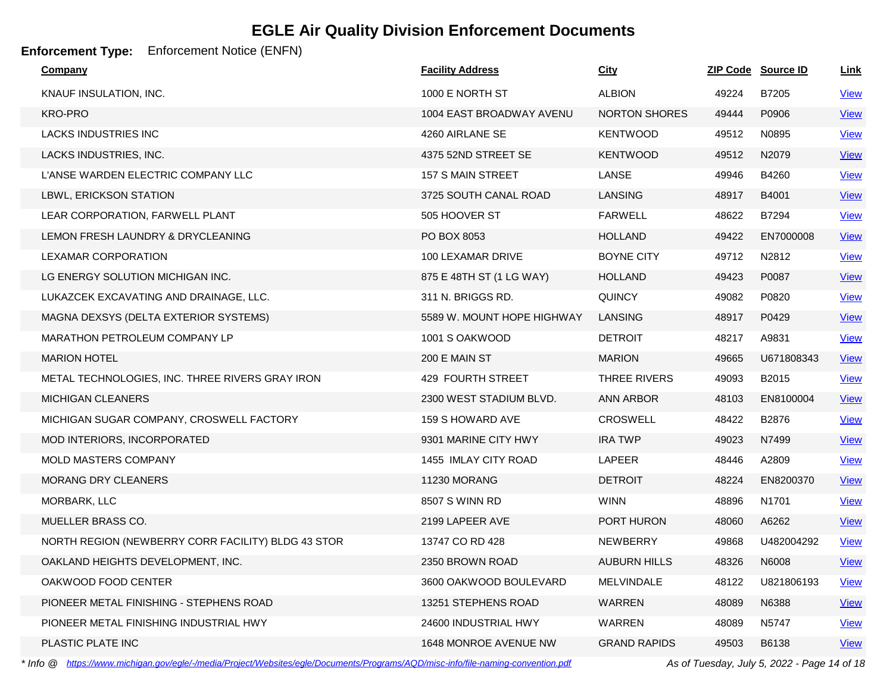# EGLE Air Quality Division Enforcement Documents

**Enforcement Type:** Enforcement Notice (ENFN)

| Company | Facility Address | City | ZIP Code | Source ID | Link |
|---|---|---|---|---|---|
| KNAUF INSULATION, INC. | 1000 E NORTH ST | ALBION | 49224 | B7205 | View |
| KRO-PRO | 1004 EAST BROADWAY AVENU | NORTON SHORES | 49444 | P0906 | View |
| LACKS INDUSTRIES INC | 4260 AIRLANE SE | KENTWOOD | 49512 | N0895 | View |
| LACKS INDUSTRIES, INC. | 4375 52ND STREET SE | KENTWOOD | 49512 | N2079 | View |
| L'ANSE WARDEN ELECTRIC COMPANY LLC | 157 S MAIN STREET | LANSE | 49946 | B4260 | View |
| LBWL, ERICKSON STATION | 3725 SOUTH CANAL ROAD | LANSING | 48917 | B4001 | View |
| LEAR CORPORATION, FARWELL PLANT | 505 HOOVER ST | FARWELL | 48622 | B7294 | View |
| LEMON FRESH LAUNDRY & DRYCLEANING | PO BOX 8053 | HOLLAND | 49422 | EN7000008 | View |
| LEXAMAR CORPORATION | 100 LEXAMAR DRIVE | BOYNE CITY | 49712 | N2812 | View |
| LG ENERGY SOLUTION MICHIGAN INC. | 875 E 48TH ST (1 LG WAY) | HOLLAND | 49423 | P0087 | View |
| LUKAZCEK EXCAVATING AND DRAINAGE, LLC. | 311 N. BRIGGS RD. | QUINCY | 49082 | P0820 | View |
| MAGNA DEXSYS (DELTA EXTERIOR SYSTEMS) | 5589 W. MOUNT HOPE HIGHWAY | LANSING | 48917 | P0429 | View |
| MARATHON PETROLEUM COMPANY LP | 1001 S OAKWOOD | DETROIT | 48217 | A9831 | View |
| MARION HOTEL | 200 E MAIN ST | MARION | 49665 | U671808343 | View |
| METAL TECHNOLOGIES, INC. THREE RIVERS GRAY IRON | 429 FOURTH STREET | THREE RIVERS | 49093 | B2015 | View |
| MICHIGAN CLEANERS | 2300 WEST STADIUM BLVD. | ANN ARBOR | 48103 | EN8100004 | View |
| MICHIGAN SUGAR COMPANY, CROSWELL FACTORY | 159 S HOWARD AVE | CROSWELL | 48422 | B2876 | View |
| MOD INTERIORS, INCORPORATED | 9301 MARINE CITY HWY | IRA TWP | 49023 | N7499 | View |
| MOLD MASTERS COMPANY | 1455 IMLAY CITY ROAD | LAPEER | 48446 | A2809 | View |
| MORANG DRY CLEANERS | 11230 MORANG | DETROIT | 48224 | EN8200370 | View |
| MORBARK, LLC | 8507 S WINN RD | WINN | 48896 | N1701 | View |
| MUELLER BRASS CO. | 2199 LAPEER AVE | PORT HURON | 48060 | A6262 | View |
| NORTH REGION (NEWBERRY CORR FACILITY) BLDG 43 STOR | 13747 CO RD 428 | NEWBERRY | 49868 | U482004292 | View |
| OAKLAND HEIGHTS DEVELOPMENT, INC. | 2350 BROWN ROAD | AUBURN HILLS | 48326 | N6008 | View |
| OAKWOOD FOOD CENTER | 3600 OAKWOOD BOULEVARD | MELVINDALE | 48122 | U821806193 | View |
| PIONEER METAL FINISHING - STEPHENS ROAD | 13251 STEPHENS ROAD | WARREN | 48089 | N6388 | View |
| PIONEER METAL FINISHING INDUSTRIAL HWY | 24600 INDUSTRIAL HWY | WARREN | 48089 | N5747 | View |
| PLASTIC PLATE INC | 1648 MONROE AVENUE NW | GRAND RAPIDS | 49503 | B6138 | View |

*\* Info @ https://www.michigan.gov/egle/-/media/Project/Websites/egle/Documents/Programs/AQD/misc-info/file-naming-convention.pdf*

*As of Tuesday, July 5, 2022*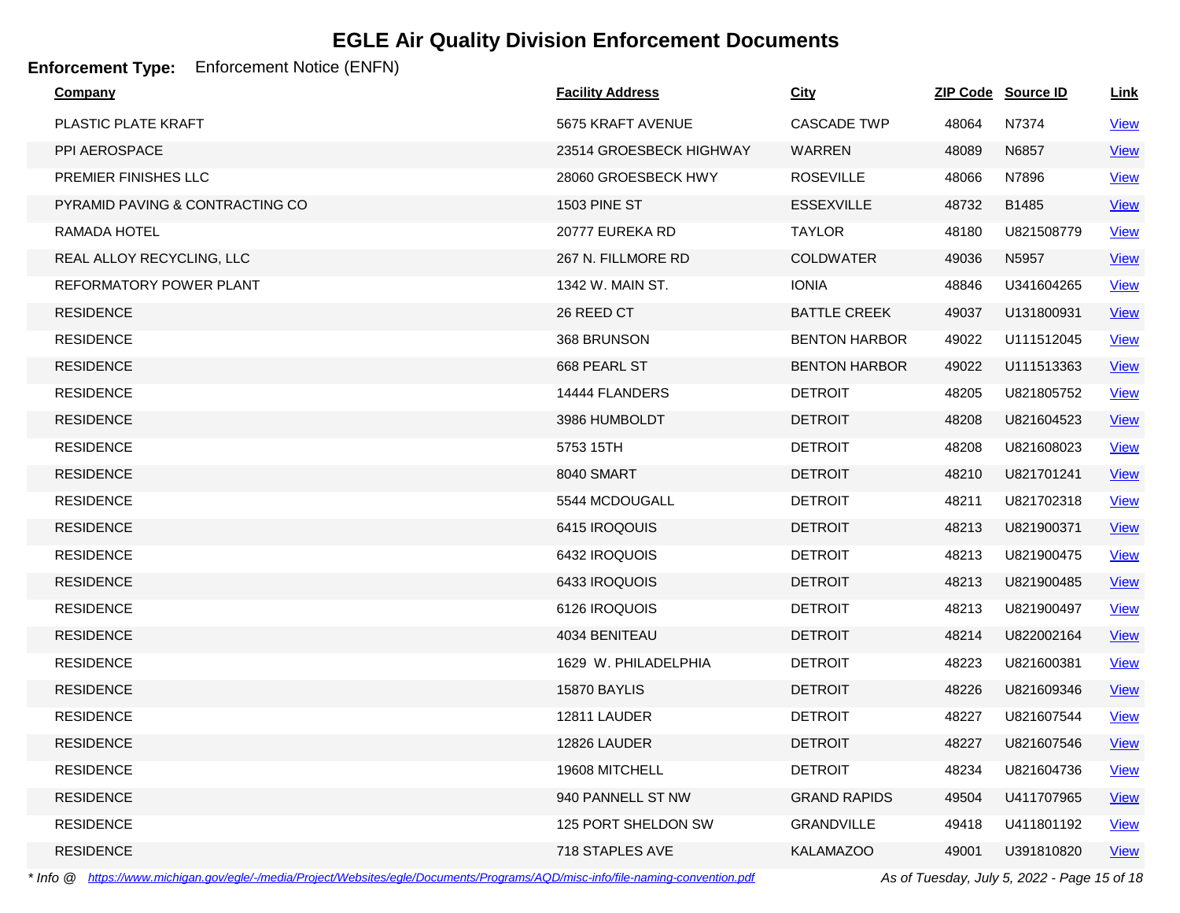# EGLE Air Quality Division Enforcement Documents

**Enforcement Type:** Enforcement Notice (ENFN)

| Company | Facility Address | City | ZIP Code | Source ID | Link |
|---|---|---|---|---|---|
| PLASTIC PLATE KRAFT | 5675 KRAFT AVENUE | CASCADE TWP | 48064 | N7374 | View |
| PPI AEROSPACE | 23514 GROESBECK HIGHWAY | WARREN | 48089 | N6857 | View |
| PREMIER FINISHES LLC | 28060 GROESBECK HWY | ROSEVILLE | 48066 | N7896 | View |
| PYRAMID PAVING & CONTRACTING CO | 1503 PINE ST | ESSEXVILLE | 48732 | B1485 | View |
| RAMADA HOTEL | 20777 EUREKA RD | TAYLOR | 48180 | U821508779 | View |
| REAL ALLOY RECYCLING, LLC | 267 N. FILLMORE RD | COLDWATER | 49036 | N5957 | View |
| REFORMATORY POWER PLANT | 1342 W. MAIN ST. | IONIA | 48846 | U341604265 | View |
| RESIDENCE | 26 REED CT | BATTLE CREEK | 49037 | U131800931 | View |
| RESIDENCE | 368 BRUNSON | BENTON HARBOR | 49022 | U111512045 | View |
| RESIDENCE | 668 PEARL ST | BENTON HARBOR | 49022 | U111513363 | View |
| RESIDENCE | 14444 FLANDERS | DETROIT | 48205 | U821805752 | View |
| RESIDENCE | 3986 HUMBOLDT | DETROIT | 48208 | U821604523 | View |
| RESIDENCE | 5753 15TH | DETROIT | 48208 | U821608023 | View |
| RESIDENCE | 8040 SMART | DETROIT | 48210 | U821701241 | View |
| RESIDENCE | 5544 MCDOUGALL | DETROIT | 48211 | U821702318 | View |
| RESIDENCE | 6415 IROQOUIS | DETROIT | 48213 | U821900371 | View |
| RESIDENCE | 6432 IROQUOIS | DETROIT | 48213 | U821900475 | View |
| RESIDENCE | 6433 IROQUOIS | DETROIT | 48213 | U821900485 | View |
| RESIDENCE | 6126 IROQUOIS | DETROIT | 48213 | U821900497 | View |
| RESIDENCE | 4034 BENITEAU | DETROIT | 48214 | U822002164 | View |
| RESIDENCE | 1629 W. PHILADELPHIA | DETROIT | 48223 | U821600381 | View |
| RESIDENCE | 15870 BAYLIS | DETROIT | 48226 | U821609346 | View |
| RESIDENCE | 12811 LAUDER | DETROIT | 48227 | U821607544 | View |
| RESIDENCE | 12826 LAUDER | DETROIT | 48227 | U821607546 | View |
| RESIDENCE | 19608 MITCHELL | DETROIT | 48234 | U821604736 | View |
| RESIDENCE | 940 PANNELL ST NW | GRAND RAPIDS | 49504 | U411707965 | View |
| RESIDENCE | 125 PORT SHELDON SW | GRANDVILLE | 49418 | U411801192 | View |
| RESIDENCE | 718 STAPLES AVE | KALAMAZOO | 49001 | U391810820 | View |

*\* Info @ https://www.michigan.gov/egle/-/media/Project/Websites/egle/Documents/Programs/AQD/misc-info/file-naming-convention.pdf*

*As of Tuesday, July 5, 2022*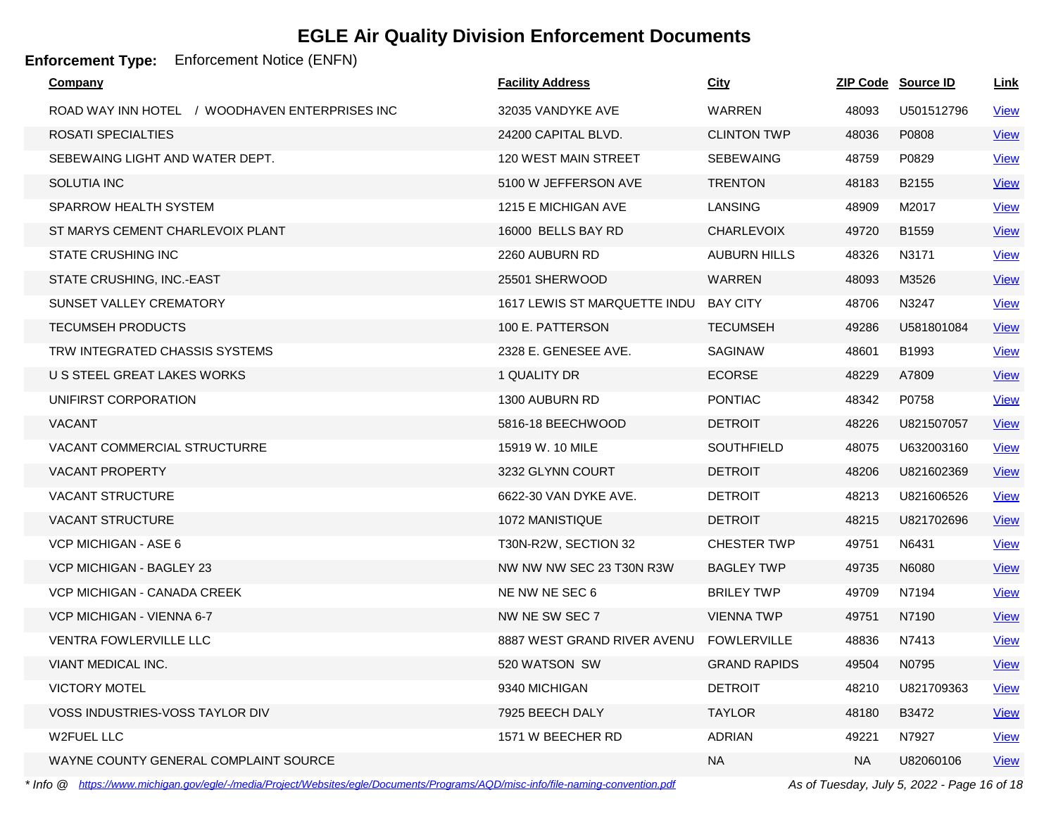# EGLE Air Quality Division Enforcement Documents

**Enforcement Type:** Enforcement Notice (ENFN)

| Company | Facility Address | City | ZIP Code | Source ID | Link |
|---|---|---|---|---|---|
| ROAD WAY INN HOTEL / WOODHAVEN ENTERPRISES INC | 32035 VANDYKE AVE | WARREN | 48093 | U501512796 | View |
| ROSATI SPECIALTIES | 24200 CAPITAL BLVD. | CLINTON TWP | 48036 | P0808 | View |
| SEBEWAING LIGHT AND WATER DEPT. | 120 WEST MAIN STREET | SEBEWAING | 48759 | P0829 | View |
| SOLUTIA INC | 5100 W JEFFERSON AVE | TRENTON | 48183 | B2155 | View |
| SPARROW HEALTH SYSTEM | 1215 E MICHIGAN AVE | LANSING | 48909 | M2017 | View |
| ST MARYS CEMENT CHARLEVOIX PLANT | 16000 BELLS BAY RD | CHARLEVOIX | 49720 | B1559 | View |
| STATE CRUSHING INC | 2260 AUBURN RD | AUBURN HILLS | 48326 | N3171 | View |
| STATE CRUSHING, INC.-EAST | 25501 SHERWOOD | WARREN | 48093 | M3526 | View |
| SUNSET VALLEY CREMATORY | 1617 LEWIS ST MARQUETTE INDU | BAY CITY | 48706 | N3247 | View |
| TECUMSEH PRODUCTS | 100 E. PATTERSON | TECUMSEH | 49286 | U581801084 | View |
| TRW INTEGRATED CHASSIS SYSTEMS | 2328 E. GENESEE AVE. | SAGINAW | 48601 | B1993 | View |
| U S STEEL GREAT LAKES WORKS | 1 QUALITY DR | ECORSE | 48229 | A7809 | View |
| UNIFIRST CORPORATION | 1300 AUBURN RD | PONTIAC | 48342 | P0758 | View |
| VACANT | 5816-18 BEECHWOOD | DETROIT | 48226 | U821507057 | View |
| VACANT COMMERCIAL STRUCTURRE | 15919 W. 10 MILE | SOUTHFIELD | 48075 | U632003160 | View |
| VACANT PROPERTY | 3232 GLYNN COURT | DETROIT | 48206 | U821602369 | View |
| VACANT STRUCTURE | 6622-30 VAN DYKE AVE. | DETROIT | 48213 | U821606526 | View |
| VACANT STRUCTURE | 1072 MANISTIQUE | DETROIT | 48215 | U821702696 | View |
| VCP MICHIGAN - ASE 6 | T30N-R2W, SECTION 32 | CHESTER TWP | 49751 | N6431 | View |
| VCP MICHIGAN - BAGLEY 23 | NW NW NW SEC 23 T30N R3W | BAGLEY TWP | 49735 | N6080 | View |
| VCP MICHIGAN - CANADA CREEK | NE NW NE SEC 6 | BRILEY TWP | 49709 | N7194 | View |
| VCP MICHIGAN - VIENNA 6-7 | NW NE SW SEC 7 | VIENNA TWP | 49751 | N7190 | View |
| VENTRA FOWLERVILLE LLC | 8887 WEST GRAND RIVER AVENU | FOWLERVILLE | 48836 | N7413 | View |
| VIANT MEDICAL INC. | 520 WATSON SW | GRAND RAPIDS | 49504 | N0795 | View |
| VICTORY MOTEL | 9340 MICHIGAN | DETROIT | 48210 | U821709363 | View |
| VOSS INDUSTRIES-VOSS TAYLOR DIV | 7925 BEECH DALY | TAYLOR | 48180 | B3472 | View |
| W2FUEL LLC | 1571 W BEECHER RD | ADRIAN | 49221 | N7927 | View |
| WAYNE COUNTY GENERAL COMPLAINT SOURCE | | NA | NA | U82060106 | View |

*\* Info @ https://www.michigan.gov/egle/-/media/Project/Websites/egle/Documents/Programs/AQD/misc-info/file-naming-convention.pdf*

*As of Tuesday, July 5, 2022*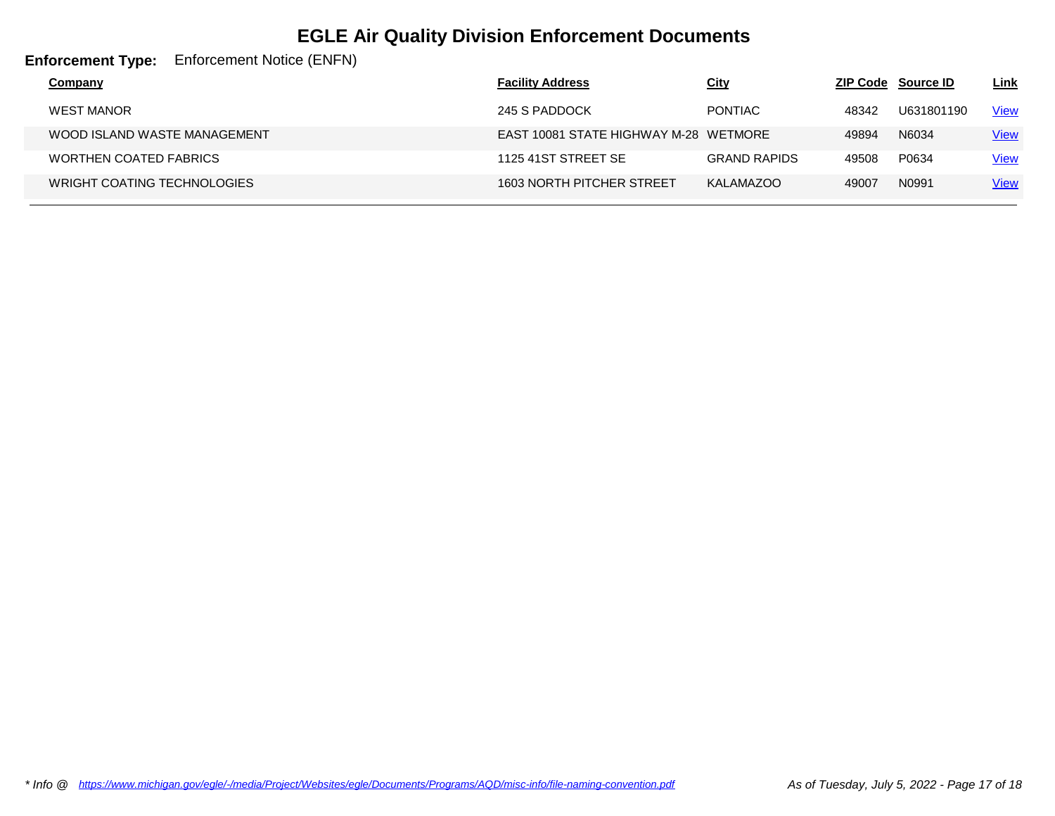# EGLE Air Quality Division Enforcement Documents

**Enforcement Type:** Enforcement Notice (ENFN)

| Company | Facility Address | City | ZIP Code | Source ID | Link |
|---|---|---|---|---|---|
| WEST MANOR | 245 S PADDOCK | PONTIAC | 48342 | U631801190 | View |
| WOOD ISLAND WASTE MANAGEMENT | EAST 10081 STATE HIGHWAY M-28 | WETMORE | 49894 | N6034 | View |
| WORTHEN COATED FABRICS | 1125 41ST STREET SE | GRAND RAPIDS | 49508 | P0634 | View |
| WRIGHT COATING TECHNOLOGIES | 1603 NORTH PITCHER STREET | KALAMAZOO | 49007 | N0991 | View |

*\* Info @ https://www.michigan.gov/egle/-/media/Project/Websites/egle/Documents/Programs/AQD/misc-info/file-naming-convention.pdf*

*As of Tuesday, July 5, 2022*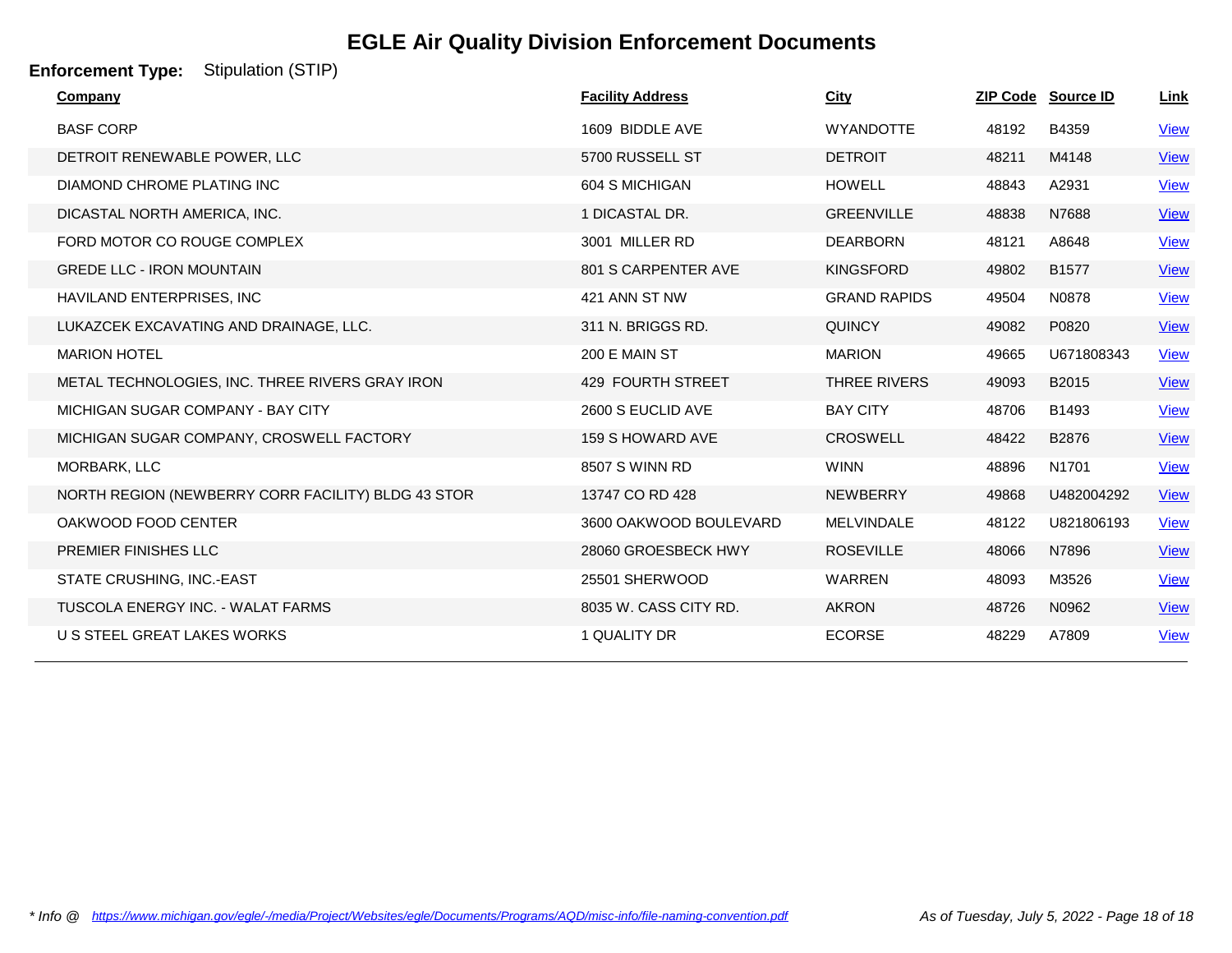# EGLE Air Quality Division Enforcement Documents

**Enforcement Type:** Stipulation (STIP)

| Company | Facility Address | City | ZIP Code | Source ID | Link |
|---|---|---|---|---|---|
| BASF CORP | 1609 BIDDLE AVE | WYANDOTTE | 48192 | B4359 | View |
| DETROIT RENEWABLE POWER, LLC | 5700 RUSSELL ST | DETROIT | 48211 | M4148 | View |
| DIAMOND CHROME PLATING INC | 604 S MICHIGAN | HOWELL | 48843 | A2931 | View |
| DICASTAL NORTH AMERICA, INC. | 1 DICASTAL DR. | GREENVILLE | 48838 | N7688 | View |
| FORD MOTOR CO ROUGE COMPLEX | 3001 MILLER RD | DEARBORN | 48121 | A8648 | View |
| GREDE LLC - IRON MOUNTAIN | 801 S CARPENTER AVE | KINGSFORD | 49802 | B1577 | View |
| HAVILAND ENTERPRISES, INC | 421 ANN ST NW | GRAND RAPIDS | 49504 | N0878 | View |
| LUKAZCEK EXCAVATING AND DRAINAGE, LLC. | 311 N. BRIGGS RD. | QUINCY | 49082 | P0820 | View |
| MARION HOTEL | 200 E MAIN ST | MARION | 49665 | U671808343 | View |
| METAL TECHNOLOGIES, INC. THREE RIVERS GRAY IRON | 429 FOURTH STREET | THREE RIVERS | 49093 | B2015 | View |
| MICHIGAN SUGAR COMPANY - BAY CITY | 2600 S EUCLID AVE | BAY CITY | 48706 | B1493 | View |
| MICHIGAN SUGAR COMPANY, CROSWELL FACTORY | 159 S HOWARD AVE | CROSWELL | 48422 | B2876 | View |
| MORBARK, LLC | 8507 S WINN RD | WINN | 48896 | N1701 | View |
| NORTH REGION (NEWBERRY CORR FACILITY) BLDG 43 STOR | 13747 CO RD 428 | NEWBERRY | 49868 | U482004292 | View |
| OAKWOOD FOOD CENTER | 3600 OAKWOOD BOULEVARD | MELVINDALE | 48122 | U821806193 | View |
| PREMIER FINISHES LLC | 28060 GROESBECK HWY | ROSEVILLE | 48066 | N7896 | View |
| STATE CRUSHING, INC.-EAST | 25501 SHERWOOD | WARREN | 48093 | M3526 | View |
| TUSCOLA ENERGY INC. - WALAT FARMS | 8035 W. CASS CITY RD. | AKRON | 48726 | N0962 | View |
| U S STEEL GREAT LAKES WORKS | 1 QUALITY DR | ECORSE | 48229 | A7809 | View |

*\* Info @ https://www.michigan.gov/egle/-/media/Project/Websites/egle/Documents/Programs/AQD/misc-info/file-naming-convention.pdf*

*As of Tuesday, July 5, 2022*